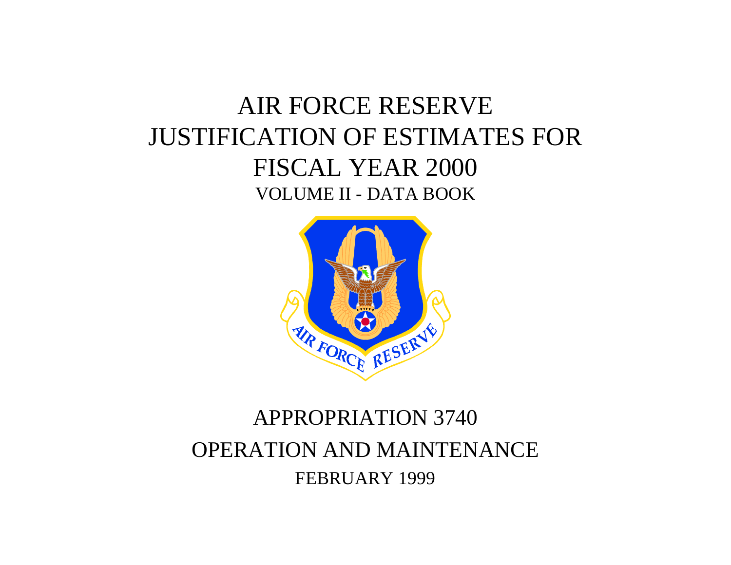# AIR FORCE RESERVE
# JUSTIFICATION OF ESTIMATES FOR
# FISCAL YEAR 2000

## VOLUME II - DATA BOOK

## APPROPRIATION 3740

## OPERATION AND MAINTENANCE

FEBRUARY 1999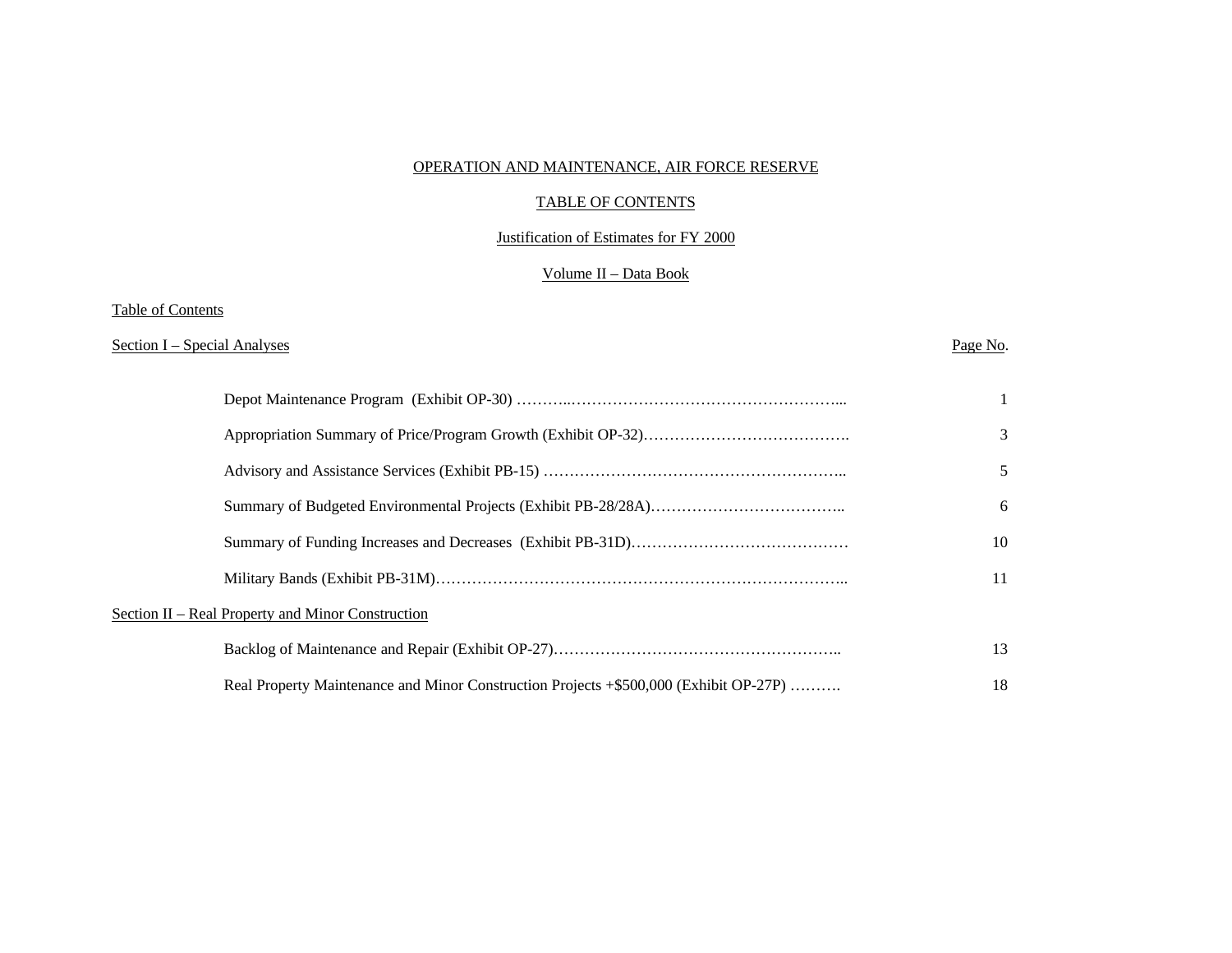# OPERATION AND MAINTENANCE, AIR FORCE RESERVE

## TABLE OF CONTENTS

### Justification of Estimates for FY 2000

### Volume II – Data Book

Table of Contents

| Section I – Special Analyses | Page No. |
|---|---|
| Depot Maintenance Program (Exhibit OP-30) | 1 |
| Appropriation Summary of Price/Program Growth (Exhibit OP-32) | 3 |
| Advisory and Assistance Services (Exhibit PB-15) | 5 |
| Summary of Budgeted Environmental Projects (Exhibit PB-28/28A) | 6 |
| Summary of Funding Increases and Decreases (Exhibit PB-31D) | 10 |
| Military Bands (Exhibit PB-31M) | 11 |
| **Section II – Real Property and Minor Construction** | |
| Backlog of Maintenance and Repair (Exhibit OP-27) | 13 |
| Real Property Maintenance and Minor Construction Projects +$500,000 (Exhibit OP-27P) | 18 |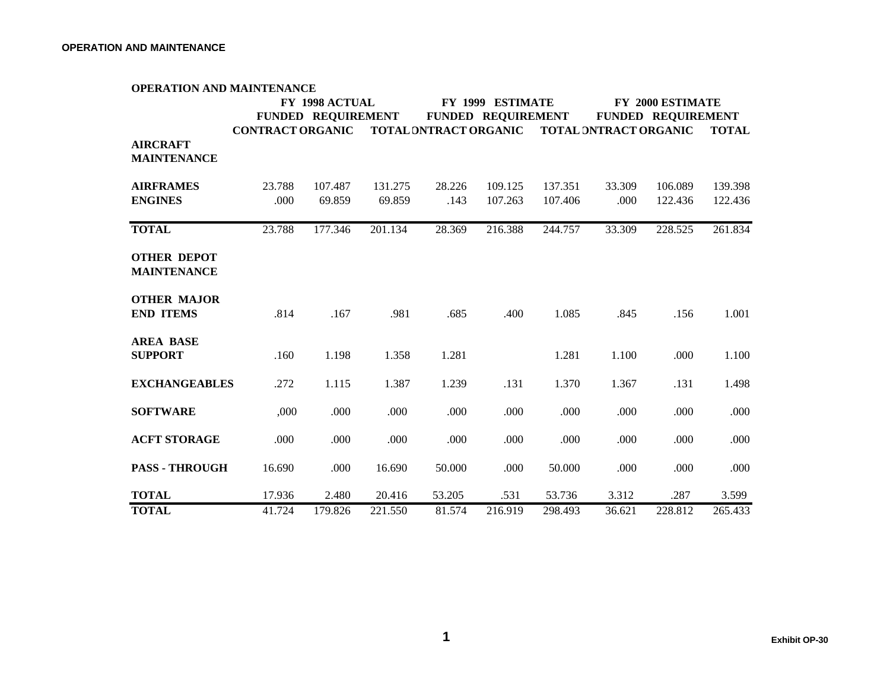**OPERATION AND MAINTENANCE**

| OPERATION AND MAINTENANCE | FY 1998 ACTUAL | | | FY 1999 ESTIMATE | | | FY 2000 ESTIMATE | | |
|---|---|---|---|---|---|---|---|---|---|
| | FUNDED REQUIREMENT | | | FUNDED REQUIREMENT | | | FUNDED REQUIREMENT | | |
| | CONTRACT | ORGANIC | TOTAL | CONTRACT | ORGANIC | TOTAL | CONTRACT | ORGANIC | TOTAL |
| **AIRCRAFT MAINTENANCE** | | | | | | | | | |
| **AIRFRAMES** | 23.788 | 107.487 | 131.275 | 28.226 | 109.125 | 137.351 | 33.309 | 106.089 | 139.398 |
| **ENGINES** | .000 | 69.859 | 69.859 | .143 | 107.263 | 107.406 | .000 | 122.436 | 122.436 |
| **TOTAL** | 23.788 | 177.346 | 201.134 | 28.369 | 216.388 | 244.757 | 33.309 | 228.525 | 261.834 |
| **OTHER DEPOT MAINTENANCE** | | | | | | | | | |
| **OTHER MAJOR END ITEMS** | .814 | .167 | .981 | .685 | .400 | 1.085 | .845 | .156 | 1.001 |
| **AREA BASE SUPPORT** | .160 | 1.198 | 1.358 | 1.281 | | 1.281 | 1.100 | .000 | 1.100 |
| **EXCHANGEABLES** | .272 | 1.115 | 1.387 | 1.239 | .131 | 1.370 | 1.367 | .131 | 1.498 |
| **SOFTWARE** | ,000 | .000 | .000 | .000 | .000 | .000 | .000 | .000 | .000 |
| **ACFT STORAGE** | .000 | .000 | .000 | .000 | .000 | .000 | .000 | .000 | .000 |
| **PASS - THROUGH** | 16.690 | .000 | 16.690 | 50.000 | .000 | 50.000 | .000 | .000 | .000 |
| **TOTAL** | 17.936 | 2.480 | 20.416 | 53.205 | .531 | 53.736 | 3.312 | .287 | 3.599 |
| **TOTAL** | 41.724 | 179.826 | 221.550 | 81.574 | 216.919 | 298.493 | 36.621 | 228.812 | 265.433 |

**Exhibit OP-30**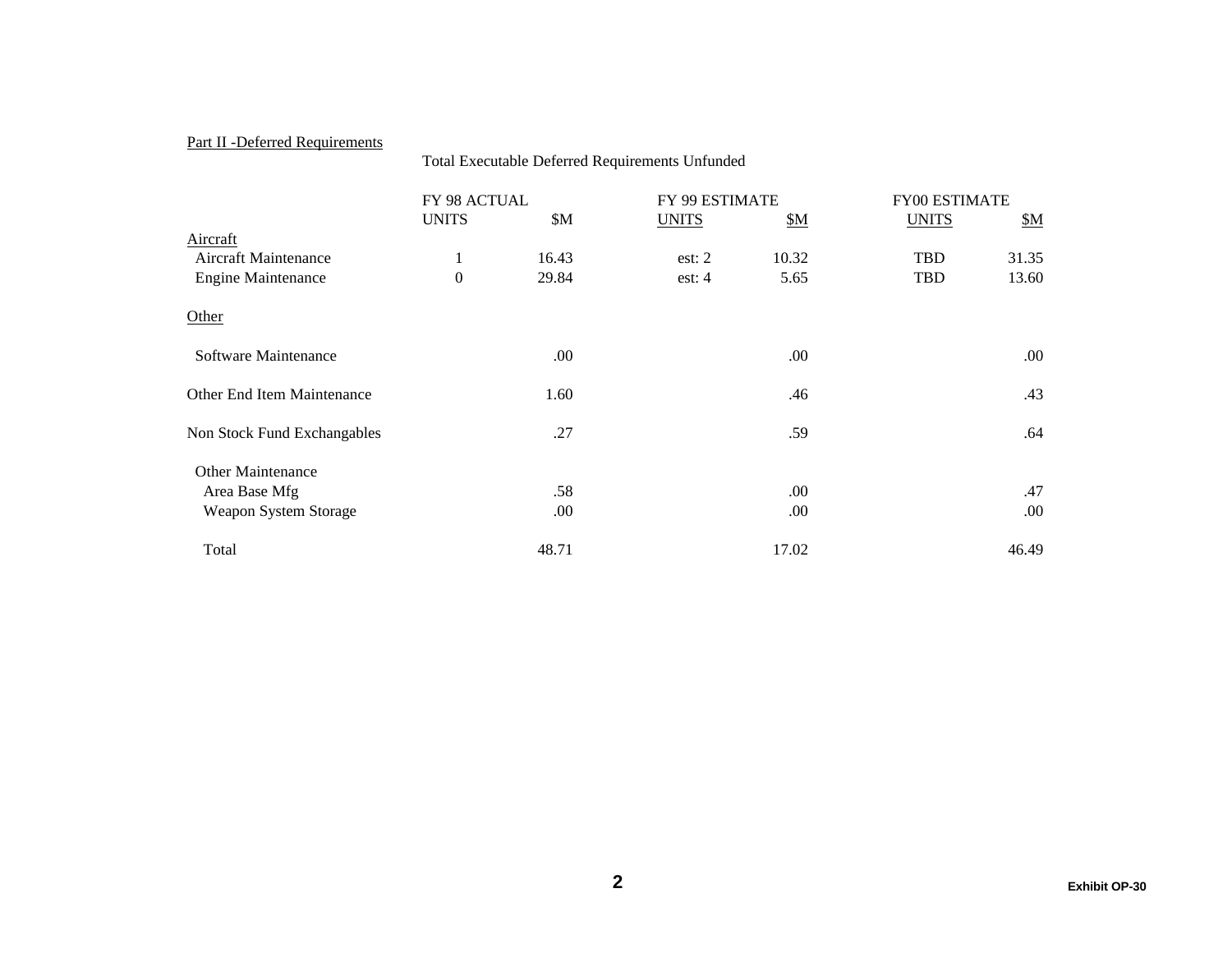Part II -Deferred Requirements

Total Executable Deferred Requirements Unfunded

| | FY 98 ACTUAL | | FY 99 ESTIMATE | | FY00 ESTIMATE | |
|---|---|---|---|---|---|---|
| | UNITS | $M | UNITS | $M | UNITS | $M |
| Aircraft | | | | | | |
| Aircraft Maintenance | 1 | 16.43 | est: 2 | 10.32 | TBD | 31.35 |
| Engine Maintenance | 0 | 29.84 | est: 4 | 5.65 | TBD | 13.60 |
| Other | | | | | | |
| Software Maintenance | | .00 | | .00 | | .00 |
| Other End Item Maintenance | | 1.60 | | .46 | | .43 |
| Non Stock Fund Exchangables | | .27 | | .59 | | .64 |
| Other Maintenance | | | | | | |
| Area Base Mfg | | .58 | | .00 | | .47 |
| Weapon System Storage | | .00 | | .00 | | .00 |
| Total | | 48.71 | | 17.02 | | 46.49 |

Exhibit OP-30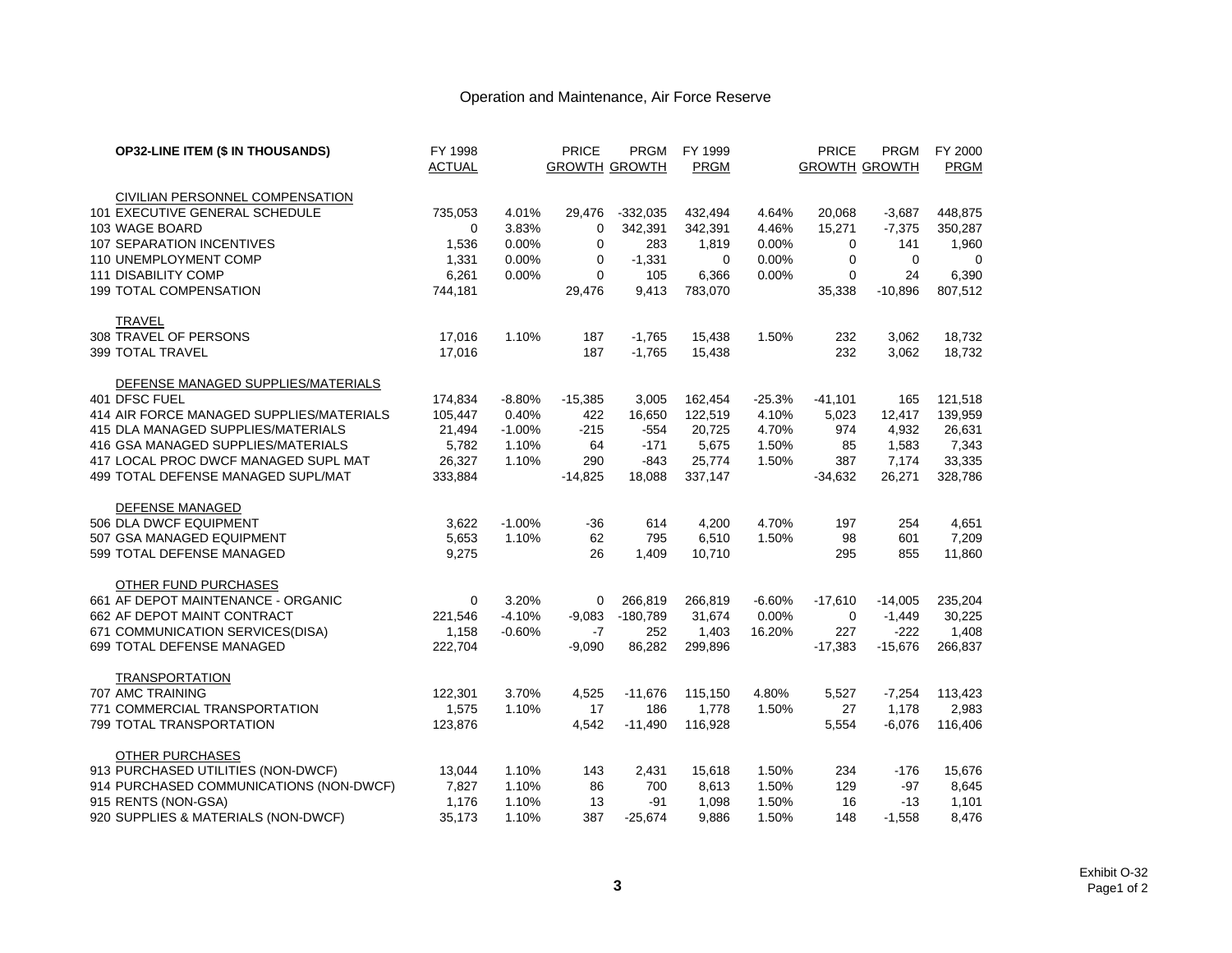# Operation and Maintenance, Air Force Reserve

| OP32-LINE ITEM ($ IN THOUSANDS) | FY 1998 ACTUAL | | PRICE GROWTH | PRGM GROWTH | FY 1999 PRGM | | PRICE GROWTH | PRGM GROWTH | FY 2000 PRGM |
|---|---|---|---|---|---|---|---|---|---|
| CIVILIAN PERSONNEL COMPENSATION | | | | | | | | | |
| 101 EXECUTIVE GENERAL SCHEDULE | 735,053 | 4.01% | 29,476 | -332,035 | 432,494 | 4.64% | 20,068 | -3,687 | 448,875 |
| 103 WAGE BOARD | 0 | 3.83% | 0 | 342,391 | 342,391 | 4.46% | 15,271 | -7,375 | 350,287 |
| 107 SEPARATION INCENTIVES | 1,536 | 0.00% | 0 | 283 | 1,819 | 0.00% | 0 | 141 | 1,960 |
| 110 UNEMPLOYMENT COMP | 1,331 | 0.00% | 0 | -1,331 | 0 | 0.00% | 0 | 0 | 0 |
| 111 DISABILITY COMP | 6,261 | 0.00% | 0 | 105 | 6,366 | 0.00% | 0 | 24 | 6,390 |
| 199 TOTAL COMPENSATION | 744,181 | | 29,476 | 9,413 | 783,070 | | 35,338 | -10,896 | 807,512 |
| TRAVEL | | | | | | | | | |
| 308 TRAVEL OF PERSONS | 17,016 | 1.10% | 187 | -1,765 | 15,438 | 1.50% | 232 | 3,062 | 18,732 |
| 399 TOTAL TRAVEL | 17,016 | | 187 | -1,765 | 15,438 | | 232 | 3,062 | 18,732 |
| DEFENSE MANAGED SUPPLIES/MATERIALS | | | | | | | | | |
| 401 DFSC FUEL | 174,834 | -8.80% | -15,385 | 3,005 | 162,454 | -25.3% | -41,101 | 165 | 121,518 |
| 414 AIR FORCE MANAGED SUPPLIES/MATERIALS | 105,447 | 0.40% | 422 | 16,650 | 122,519 | 4.10% | 5,023 | 12,417 | 139,959 |
| 415 DLA MANAGED SUPPLIES/MATERIALS | 21,494 | -1.00% | -215 | -554 | 20,725 | 4.70% | 974 | 4,932 | 26,631 |
| 416 GSA MANAGED SUPPLIES/MATERIALS | 5,782 | 1.10% | 64 | -171 | 5,675 | 1.50% | 85 | 1,583 | 7,343 |
| 417 LOCAL PROC DWCF MANAGED SUPL MAT | 26,327 | 1.10% | 290 | -843 | 25,774 | 1.50% | 387 | 7,174 | 33,335 |
| 499 TOTAL DEFENSE MANAGED SUPL/MAT | 333,884 | | -14,825 | 18,088 | 337,147 | | -34,632 | 26,271 | 328,786 |
| DEFENSE MANAGED | | | | | | | | | |
| 506 DLA DWCF EQUIPMENT | 3,622 | -1.00% | -36 | 614 | 4,200 | 4.70% | 197 | 254 | 4,651 |
| 507 GSA MANAGED EQUIPMENT | 5,653 | 1.10% | 62 | 795 | 6,510 | 1.50% | 98 | 601 | 7,209 |
| 599 TOTAL DEFENSE MANAGED | 9,275 | | 26 | 1,409 | 10,710 | | 295 | 855 | 11,860 |
| OTHER FUND PURCHASES | | | | | | | | | |
| 661 AF DEPOT MAINTENANCE - ORGANIC | 0 | 3.20% | 0 | 266,819 | 266,819 | -6.60% | -17,610 | -14,005 | 235,204 |
| 662 AF DEPOT MAINT CONTRACT | 221,546 | -4.10% | -9,083 | -180,789 | 31,674 | 0.00% | 0 | -1,449 | 30,225 |
| 671 COMMUNICATION SERVICES(DISA) | 1,158 | -0.60% | -7 | 252 | 1,403 | 16.20% | 227 | -222 | 1,408 |
| 699 TOTAL DEFENSE MANAGED | 222,704 | | -9,090 | 86,282 | 299,896 | | -17,383 | -15,676 | 266,837 |
| TRANSPORTATION | | | | | | | | | |
| 707 AMC TRAINING | 122,301 | 3.70% | 4,525 | -11,676 | 115,150 | 4.80% | 5,527 | -7,254 | 113,423 |
| 771 COMMERCIAL TRANSPORTATION | 1,575 | 1.10% | 17 | 186 | 1,778 | 1.50% | 27 | 1,178 | 2,983 |
| 799 TOTAL TRANSPORTATION | 123,876 | | 4,542 | -11,490 | 116,928 | | 5,554 | -6,076 | 116,406 |
| OTHER PURCHASES | | | | | | | | | |
| 913 PURCHASED UTILITIES (NON-DWCF) | 13,044 | 1.10% | 143 | 2,431 | 15,618 | 1.50% | 234 | -176 | 15,676 |
| 914 PURCHASED COMMUNICATIONS (NON-DWCF) | 7,827 | 1.10% | 86 | 700 | 8,613 | 1.50% | 129 | -97 | 8,645 |
| 915 RENTS (NON-GSA) | 1,176 | 1.10% | 13 | -91 | 1,098 | 1.50% | 16 | -13 | 1,101 |
| 920 SUPPLIES & MATERIALS (NON-DWCF) | 35,173 | 1.10% | 387 | -25,674 | 9,886 | 1.50% | 148 | -1,558 | 8,476 |

Exhibit O-32
Page1 of 2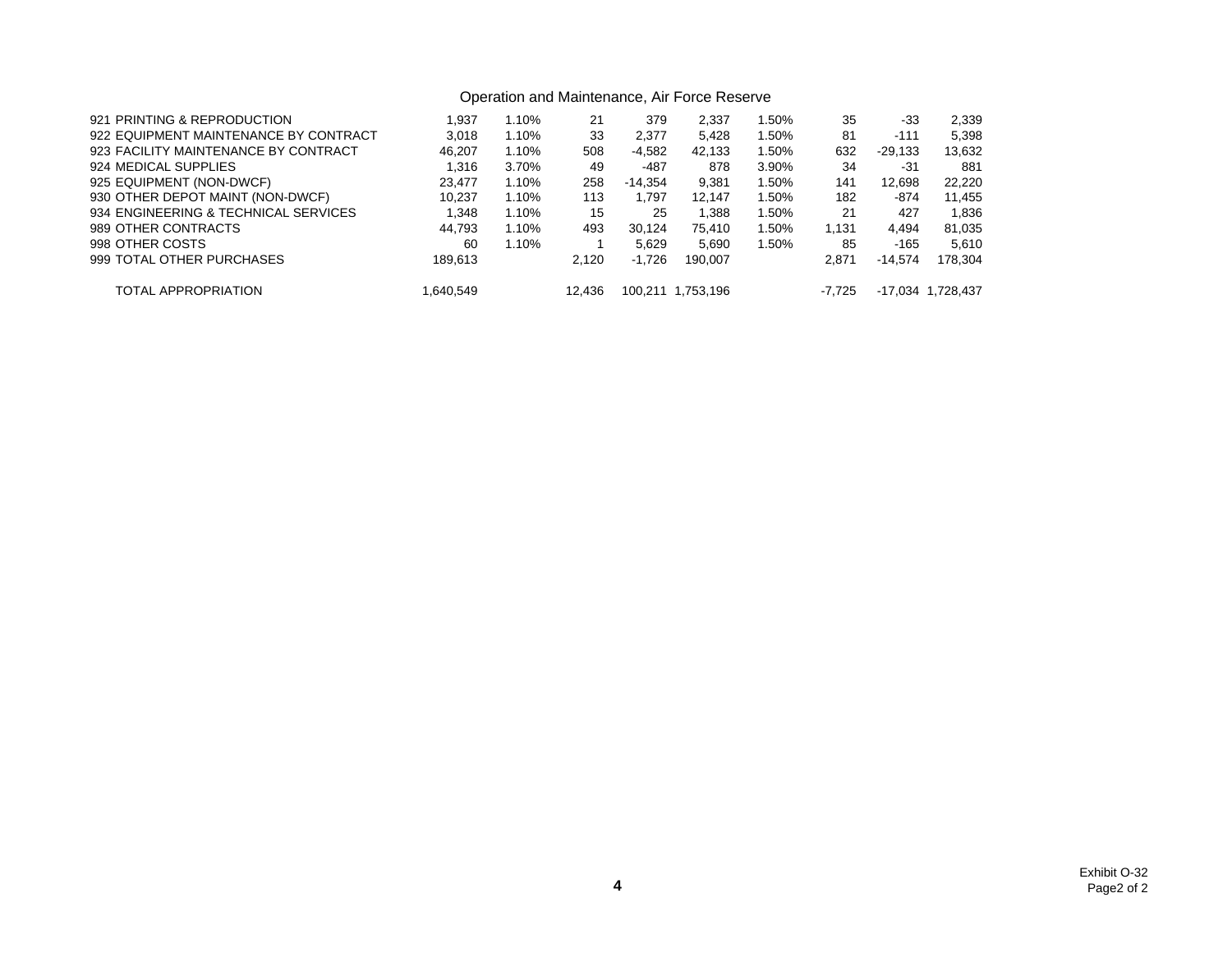## Operation and Maintenance, Air Force Reserve

| | | | | | | | | | |
|---|---|---|---|---|---|---|---|---|---|
| 921 PRINTING & REPRODUCTION | 1,937 | 1.10% | 21 | 379 | 2,337 | 1.50% | 35 | -33 | 2,339 |
| 922 EQUIPMENT MAINTENANCE BY CONTRACT | 3,018 | 1.10% | 33 | 2,377 | 5,428 | 1.50% | 81 | -111 | 5,398 |
| 923 FACILITY MAINTENANCE BY CONTRACT | 46,207 | 1.10% | 508 | -4,582 | 42,133 | 1.50% | 632 | -29,133 | 13,632 |
| 924 MEDICAL SUPPLIES | 1,316 | 3.70% | 49 | -487 | 878 | 3.90% | 34 | -31 | 881 |
| 925 EQUIPMENT (NON-DWCF) | 23,477 | 1.10% | 258 | -14,354 | 9,381 | 1.50% | 141 | 12,698 | 22,220 |
| 930 OTHER DEPOT MAINT (NON-DWCF) | 10,237 | 1.10% | 113 | 1,797 | 12,147 | 1.50% | 182 | -874 | 11,455 |
| 934 ENGINEERING & TECHNICAL SERVICES | 1,348 | 1.10% | 15 | 25 | 1,388 | 1.50% | 21 | 427 | 1,836 |
| 989 OTHER CONTRACTS | 44,793 | 1.10% | 493 | 30,124 | 75,410 | 1.50% | 1,131 | 4,494 | 81,035 |
| 998 OTHER COSTS | 60 | 1.10% | 1 | 5,629 | 5,690 | 1.50% | 85 | -165 | 5,610 |
| 999 TOTAL OTHER PURCHASES | 189,613 | | 2,120 | -1,726 | 190,007 | | 2,871 | -14,574 | 178,304 |
| TOTAL APPROPRIATION | 1,640,549 | | 12,436 | 100,211 | 1,753,196 | | -7,725 | -17,034 | 1,728,437 |

Exhibit O-32
Page2 of 2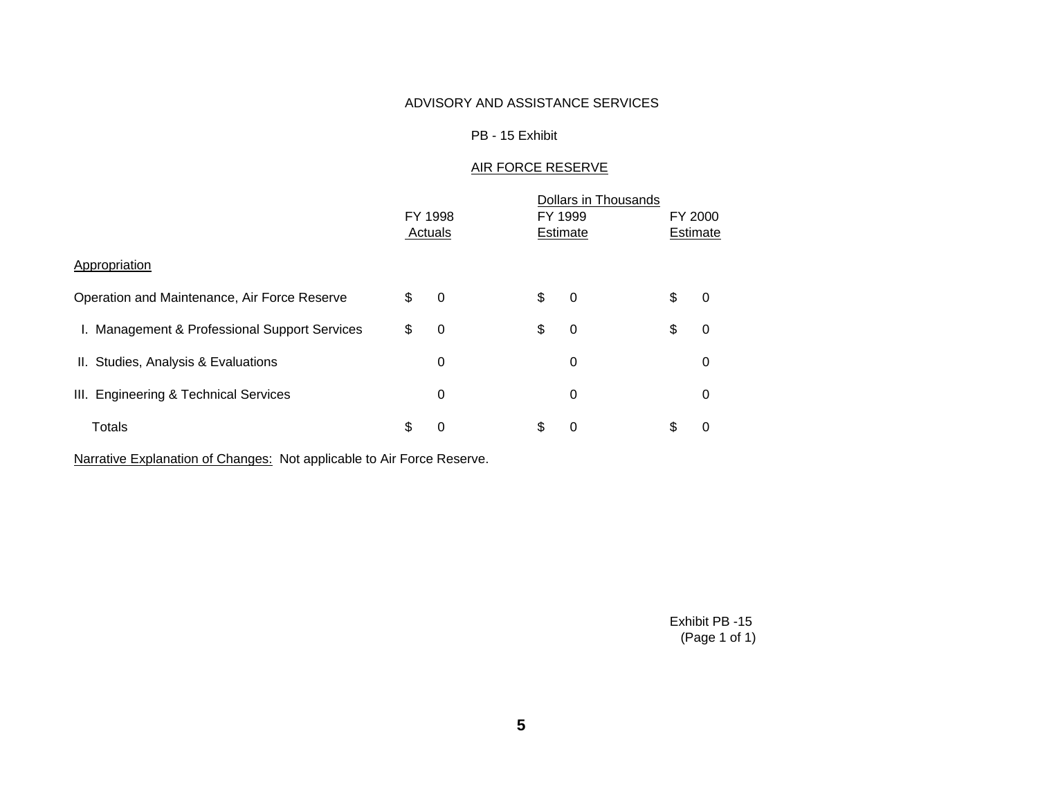# ADVISORY AND ASSISTANCE SERVICES

## PB - 15 Exhibit

## AIR FORCE RESERVE

| | Dollars in Thousands | | |
|---|---|---|---|
| | FY 1998 Actuals | FY 1999 Estimate | FY 2000 Estimate |
| **Appropriation** | | | |
| Operation and Maintenance, Air Force Reserve | $ 0 | $ 0 | $ 0 |
| I. Management & Professional Support Services | $ 0 | $ 0 | $ 0 |
| II. Studies, Analysis & Evaluations | 0 | 0 | 0 |
| III. Engineering & Technical Services | 0 | 0 | 0 |
| Totals | $ 0 | $ 0 | $ 0 |

Narrative Explanation of Changes: Not applicable to Air Force Reserve.

Exhibit PB -15
(Page 1 of 1)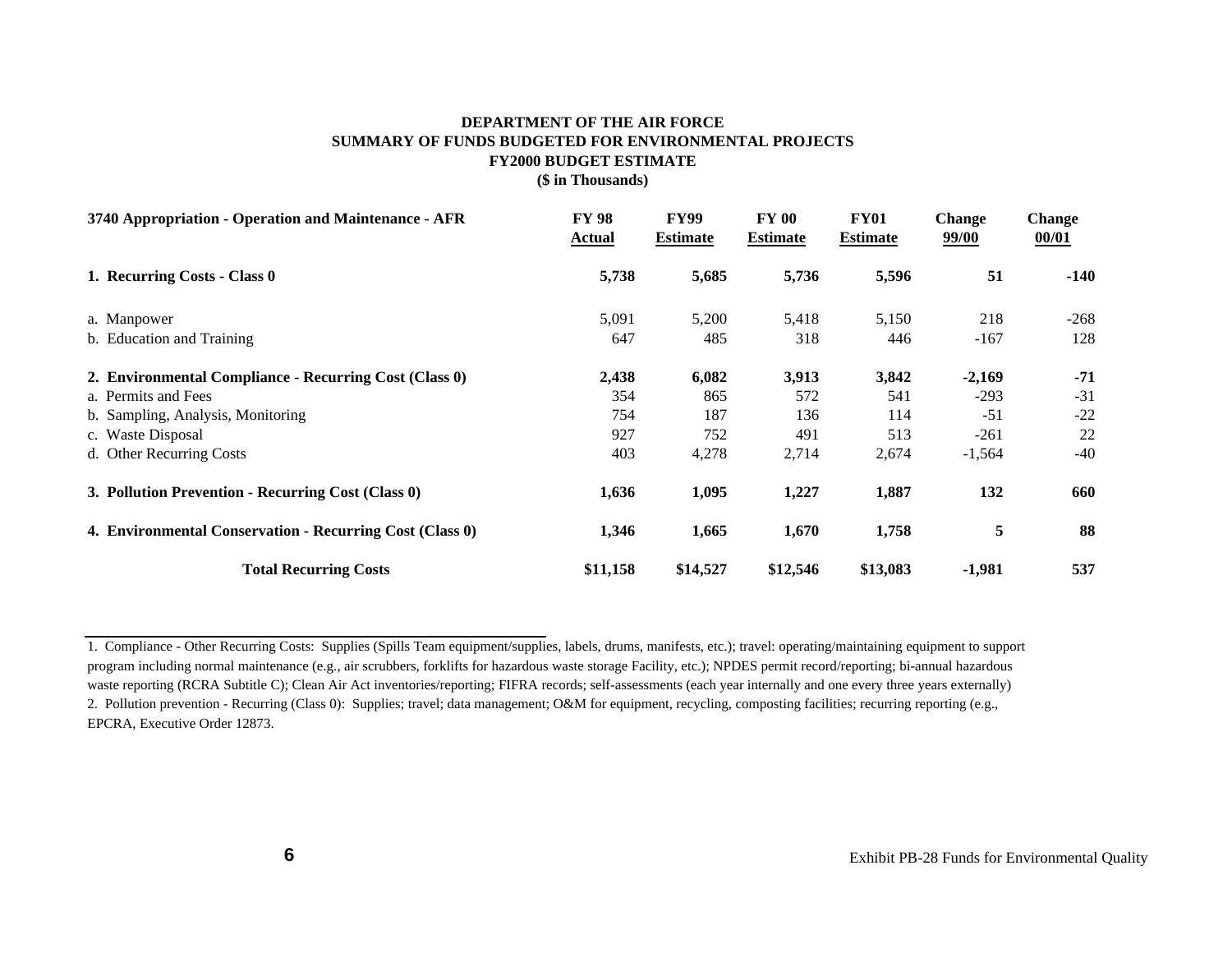**DEPARTMENT OF THE AIR FORCE**
**SUMMARY OF FUNDS BUDGETED FOR ENVIRONMENTAL PROJECTS**
**FY2000 BUDGET ESTIMATE**
**($ in Thousands)**

| 3740 Appropriation - Operation and Maintenance - AFR | FY 98 Actual | FY99 Estimate | FY 00 Estimate | FY01 Estimate | Change 99/00 | Change 00/01 |
|---|---|---|---|---|---|---|
| **1. Recurring Costs - Class 0** | **5,738** | **5,685** | **5,736** | **5,596** | **51** | **-140** |
| a. Manpower | 5,091 | 5,200 | 5,418 | 5,150 | 218 | -268 |
| b. Education and Training | 647 | 485 | 318 | 446 | -167 | 128 |
| **2. Environmental Compliance - Recurring Cost (Class 0)** | **2,438** | **6,082** | **3,913** | **3,842** | **-2,169** | **-71** |
| a. Permits and Fees | 354 | 865 | 572 | 541 | -293 | -31 |
| b. Sampling, Analysis, Monitoring | 754 | 187 | 136 | 114 | -51 | -22 |
| c. Waste Disposal | 927 | 752 | 491 | 513 | -261 | 22 |
| d. Other Recurring Costs | 403 | 4,278 | 2,714 | 2,674 | -1,564 | -40 |
| **3. Pollution Prevention - Recurring Cost (Class 0)** | **1,636** | **1,095** | **1,227** | **1,887** | **132** | **660** |
| **4. Environmental Conservation - Recurring Cost (Class 0)** | **1,346** | **1,665** | **1,670** | **1,758** | **5** | **88** |
| **Total Recurring Costs** | **$11,158** | **$14,527** | **$12,546** | **$13,083** | **-1,981** | **537** |

1. Compliance - Other Recurring Costs: Supplies (Spills Team equipment/supplies, labels, drums, manifests, etc.); travel: operating/maintaining equipment to support program including normal maintenance (e.g., air scrubbers, forklifts for hazardous waste storage Facility, etc.); NPDES permit record/reporting; bi-annual hazardous waste reporting (RCRA Subtitle C); Clean Air Act inventories/reporting; FIFRA records; self-assessments (each year internally and one every three years externally)
2. Pollution prevention - Recurring (Class 0): Supplies; travel; data management; O&M for equipment, recycling, composting facilities; recurring reporting (e.g., EPCRA, Executive Order 12873.

Exhibit PB-28 Funds for Environmental Quality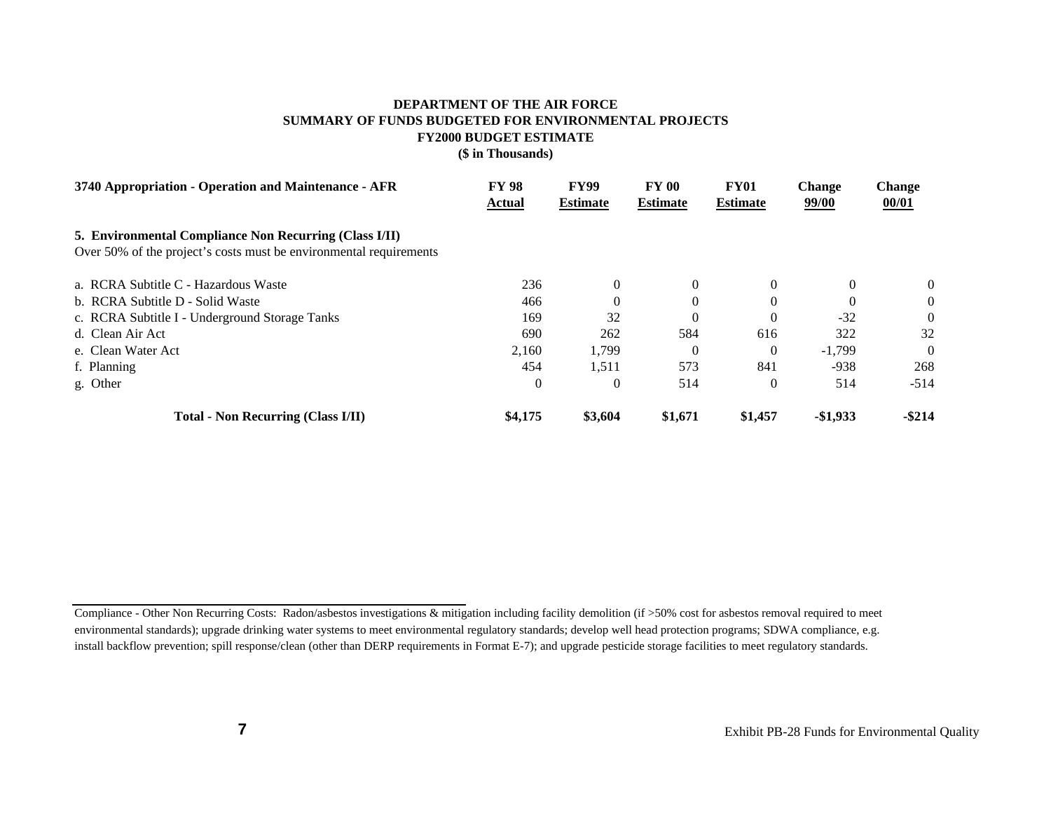**DEPARTMENT OF THE AIR FORCE**
**SUMMARY OF FUNDS BUDGETED FOR ENVIRONMENTAL PROJECTS**
**FY2000 BUDGET ESTIMATE**
**($ in Thousands)**

| 3740 Appropriation - Operation and Maintenance - AFR | FY 98 Actual | FY99 Estimate | FY 00 Estimate | FY01 Estimate | Change 99/00 | Change 00/01 |
|---|---|---|---|---|---|---|
| **5. Environmental Compliance Non Recurring (Class I/II)** | | | | | | |
| Over 50% of the project's costs must be environmental requirements | | | | | | |
| a. RCRA Subtitle C - Hazardous Waste | 236 | 0 | 0 | 0 | 0 | 0 |
| b. RCRA Subtitle D - Solid Waste | 466 | 0 | 0 | 0 | 0 | 0 |
| c. RCRA Subtitle I - Underground Storage Tanks | 169 | 32 | 0 | 0 | -32 | 0 |
| d. Clean Air Act | 690 | 262 | 584 | 616 | 322 | 32 |
| e. Clean Water Act | 2,160 | 1,799 | 0 | 0 | -1,799 | 0 |
| f. Planning | 454 | 1,511 | 573 | 841 | -938 | 268 |
| g. Other | 0 | 0 | 514 | 0 | 514 | -514 |
| **Total - Non Recurring (Class I/II)** | **$4,175** | **$3,604** | **$1,671** | **$1,457** | **-$1,933** | **-$214** |

Compliance - Other Non Recurring Costs: Radon/asbestos investigations & mitigation including facility demolition (if >50% cost for asbestos removal required to meet environmental standards); upgrade drinking water systems to meet environmental regulatory standards; develop well head protection programs; SDWA compliance, e.g. install backflow prevention; spill response/clean (other than DERP requirements in Format E-7); and upgrade pesticide storage facilities to meet regulatory standards.

Exhibit PB-28 Funds for Environmental Quality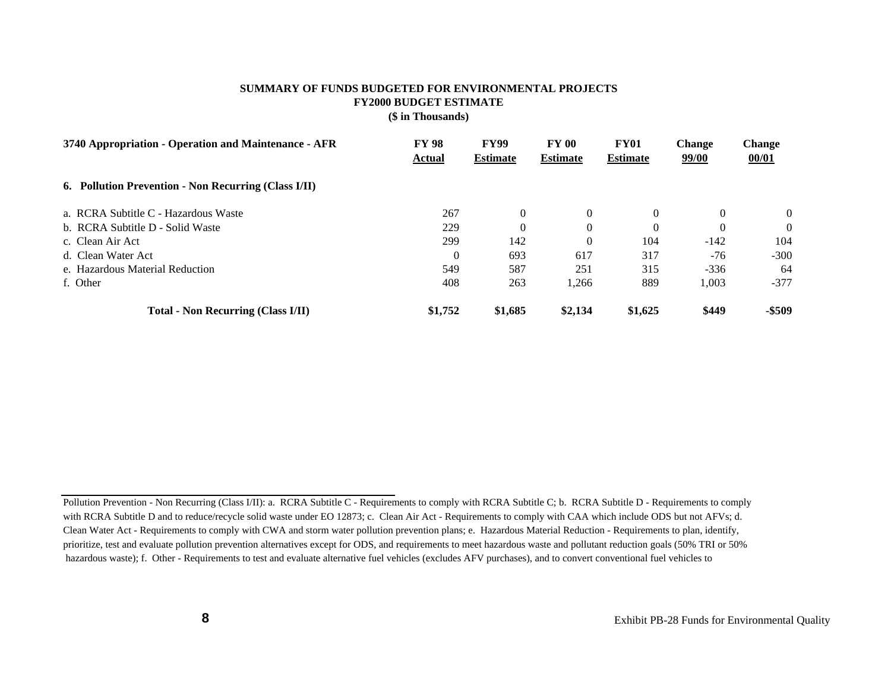**SUMMARY OF FUNDS BUDGETED FOR ENVIRONMENTAL PROJECTS**
**FY2000 BUDGET ESTIMATE**
**($ in Thousands)**

| 3740 Appropriation - Operation and Maintenance - AFR | FY 98 Actual | FY99 Estimate | FY 00 Estimate | FY01 Estimate | Change 99/00 | Change 00/01 |
|---|---|---|---|---|---|---|
| **6. Pollution Prevention - Non Recurring (Class I/II)** | | | | | | |
| a. RCRA Subtitle C - Hazardous Waste | 267 | 0 | 0 | 0 | 0 | 0 |
| b. RCRA Subtitle D - Solid Waste | 229 | 0 | 0 | 0 | 0 | 0 |
| c. Clean Air Act | 299 | 142 | 0 | 104 | -142 | 104 |
| d. Clean Water Act | 0 | 693 | 617 | 317 | -76 | -300 |
| e. Hazardous Material Reduction | 549 | 587 | 251 | 315 | -336 | 64 |
| f. Other | 408 | 263 | 1,266 | 889 | 1,003 | -377 |
| **Total - Non Recurring (Class I/II)** | **$1,752** | **$1,685** | **$2,134** | **$1,625** | **$449** | **-$509** |

---

Pollution Prevention - Non Recurring (Class I/II): a. RCRA Subtitle C - Requirements to comply with RCRA Subtitle C; b. RCRA Subtitle D - Requirements to comply with RCRA Subtitle D and to reduce/recycle solid waste under EO 12873; c. Clean Air Act - Requirements to comply with CAA which include ODS but not AFVs; d. Clean Water Act - Requirements to comply with CWA and storm water pollution prevention plans; e. Hazardous Material Reduction - Requirements to plan, identify, prioritize, test and evaluate pollution prevention alternatives except for ODS, and requirements to meet hazardous waste and pollutant reduction goals (50% TRI or 50% hazardous waste); f. Other - Requirements to test and evaluate alternative fuel vehicles (excludes AFV purchases), and to convert conventional fuel vehicles to

Exhibit PB-28 Funds for Environmental Quality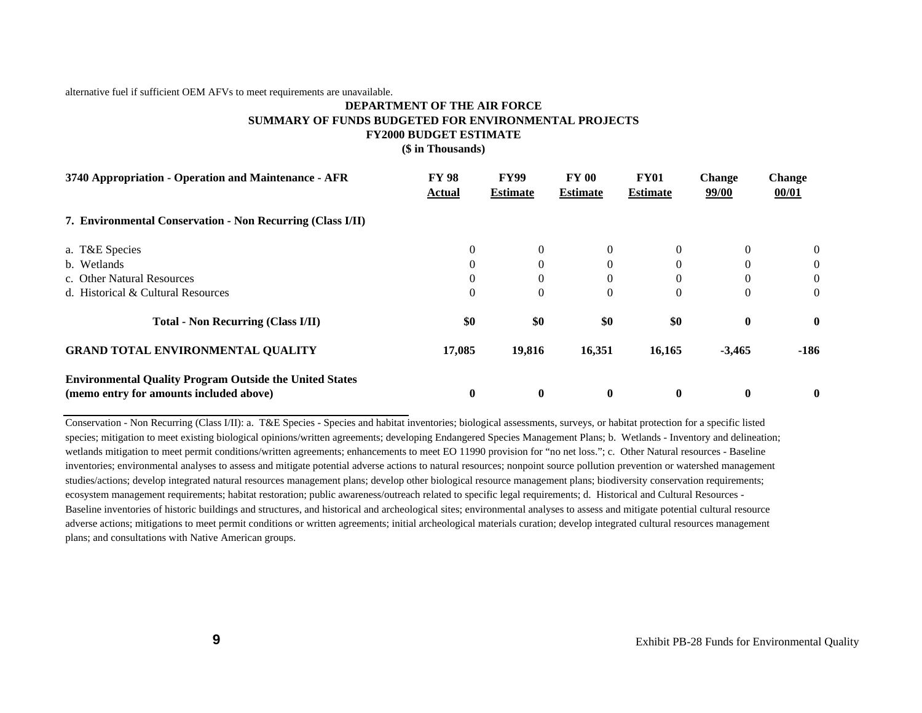alternative fuel if sufficient OEM AFVs to meet requirements are unavailable.

**DEPARTMENT OF THE AIR FORCE**
**SUMMARY OF FUNDS BUDGETED FOR ENVIRONMENTAL PROJECTS**
**FY2000 BUDGET ESTIMATE**
**($ in Thousands)**

| 3740 Appropriation - Operation and Maintenance - AFR | FY 98 Actual | FY99 Estimate | FY 00 Estimate | FY01 Estimate | Change 99/00 | Change 00/01 |
|---|---|---|---|---|---|---|
| **7. Environmental Conservation - Non Recurring (Class I/II)** | | | | | | |
| a. T&E Species | 0 | 0 | 0 | 0 | 0 | 0 |
| b. Wetlands | 0 | 0 | 0 | 0 | 0 | 0 |
| c. Other Natural Resources | 0 | 0 | 0 | 0 | 0 | 0 |
| d. Historical & Cultural Resources | 0 | 0 | 0 | 0 | 0 | 0 |
| **Total - Non Recurring (Class I/II)** | **$0** | **$0** | **$0** | **$0** | **0** | **0** |
| **GRAND TOTAL ENVIRONMENTAL QUALITY** | **17,085** | **19,816** | **16,351** | **16,165** | **-3,465** | **-186** |
| **Environmental Quality Program Outside the United States (memo entry for amounts included above)** | **0** | **0** | **0** | **0** | **0** | **0** |

Conservation - Non Recurring (Class I/II): a. T&E Species - Species and habitat inventories; biological assessments, surveys, or habitat protection for a specific listed species; mitigation to meet existing biological opinions/written agreements; developing Endangered Species Management Plans; b. Wetlands - Inventory and delineation; wetlands mitigation to meet permit conditions/written agreements; enhancements to meet EO 11990 provision for "no net loss."; c. Other Natural resources - Baseline inventories; environmental analyses to assess and mitigate potential adverse actions to natural resources; nonpoint source pollution prevention or watershed management studies/actions; develop integrated natural resources management plans; develop other biological resource management plans; biodiversity conservation requirements; ecosystem management requirements; habitat restoration; public awareness/outreach related to specific legal requirements; d. Historical and Cultural Resources - Baseline inventories of historic buildings and structures, and historical and archeological sites; environmental analyses to assess and mitigate potential cultural resource adverse actions; mitigations to meet permit conditions or written agreements; initial archeological materials curation; develop integrated cultural resources management plans; and consultations with Native American groups.

Exhibit PB-28 Funds for Environmental Quality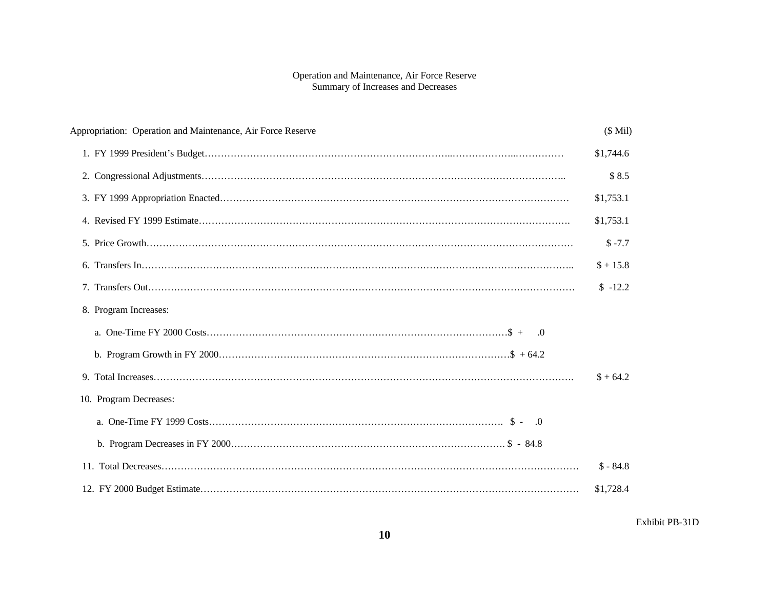Operation and Maintenance, Air Force Reserve
Summary of Increases and Decreases

| Appropriation: Operation and Maintenance, Air Force Reserve | | ($ Mil) |
|---|---|---|
| 1. FY 1999 President's Budget | | $1,744.6 |
| 2. Congressional Adjustments | | $ 8.5 |
| 3. FY 1999 Appropriation Enacted | | $1,753.1 |
| 4. Revised FY 1999 Estimate | | $1,753.1 |
| 5. Price Growth | | $ -7.7 |
| 6. Transfers In | | $ + 15.8 |
| 7. Transfers Out | | $ -12.2 |
| 8. Program Increases: | | |
| a. One-Time FY 2000 Costs | $ + .0 | |
| b. Program Growth in FY 2000 | $ + 64.2 | |
| 9. Total Increases | | $ + 64.2 |
| 10. Program Decreases: | | |
| a. One-Time FY 1999 Costs | $ - .0 | |
| b. Program Decreases in FY 2000 | $ - 84.8 | |
| 11. Total Decreases | | $ - 84.8 |
| 12. FY 2000 Budget Estimate | | $1,728.4 |

Exhibit PB-31D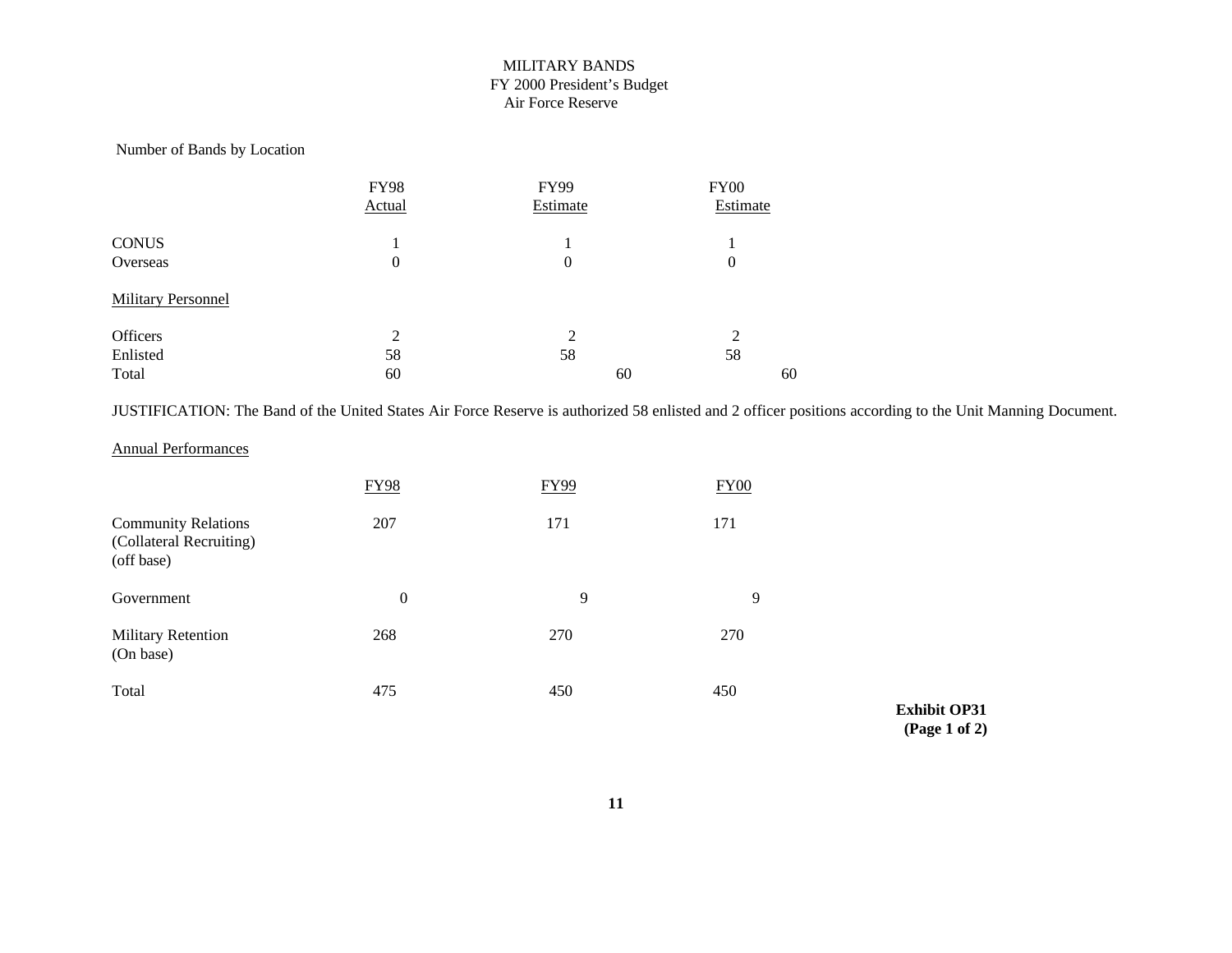# MILITARY BANDS
## FY 2000 President's Budget
## Air Force Reserve

Number of Bands by Location

| | FY98 Actual | FY99 Estimate | FY00 Estimate |
|---|---|---|---|
| CONUS | 1 | 1 | 1 |
| Overseas | 0 | 0 | 0 |

Military Personnel

| | FY98 | FY99 | FY00 |
|---|---|---|---|
| Officers | 2 | 2 | 2 |
| Enlisted | 58 | 58 | 58 |
| Total | 60 | 60 | 60 |

JUSTIFICATION: The Band of the United States Air Force Reserve is authorized 58 enlisted and 2 officer positions according to the Unit Manning Document.

Annual Performances

| | FY98 | FY99 | FY00 |
|---|---|---|---|
| Community Relations (Collateral Recruiting) (off base) | 207 | 171 | 171 |
| Government | 0 | 9 | 9 |
| Military Retention (On base) | 268 | 270 | 270 |
| Total | 475 | 450 | 450 |

**Exhibit OP31 (Page 1 of 2)**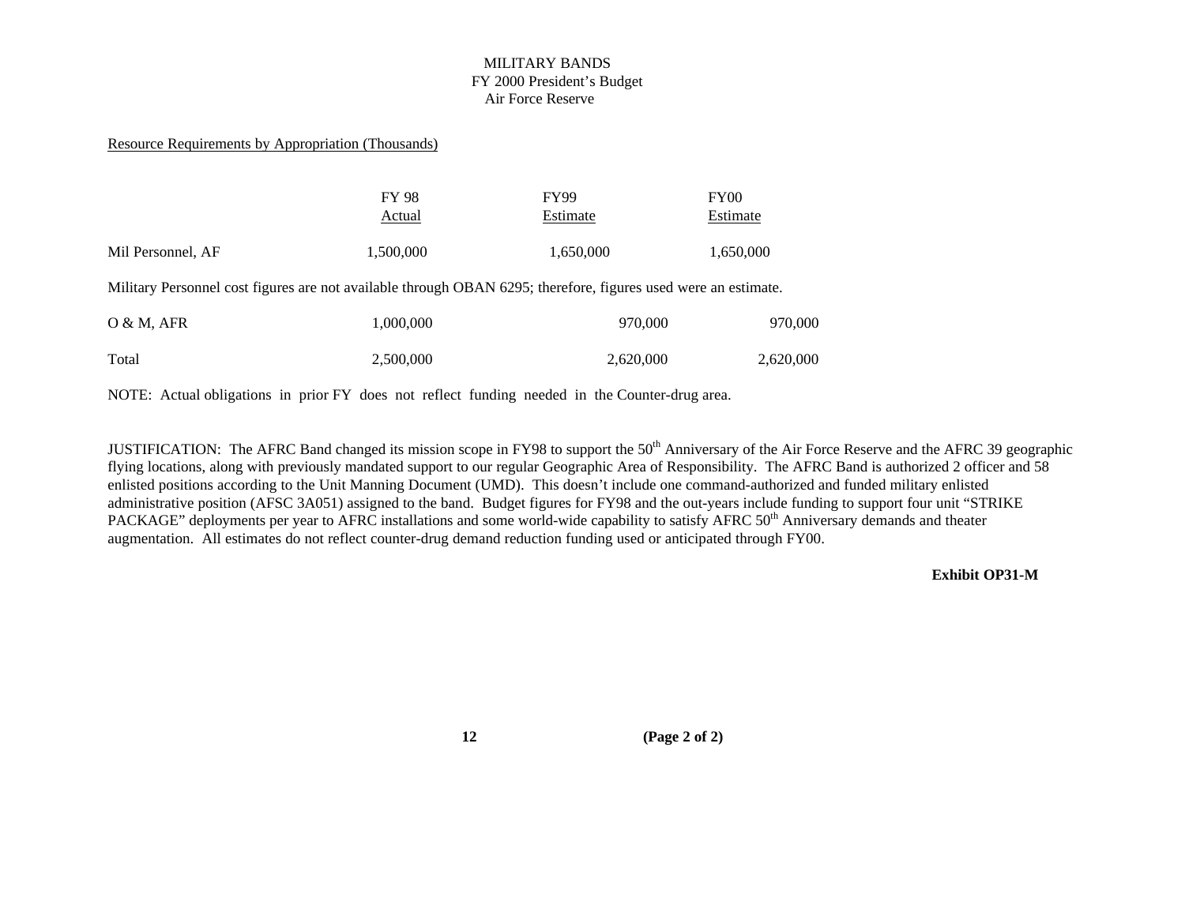# MILITARY BANDS
## FY 2000 President's Budget
## Air Force Reserve

Resource Requirements by Appropriation (Thousands)

| | FY 98 Actual | FY99 Estimate | FY00 Estimate |
|---|---|---|---|
| Mil Personnel, AF | 1,500,000 | 1,650,000 | 1,650,000 |

Military Personnel cost figures are not available through OBAN 6295; therefore, figures used were an estimate.

| | FY 98 Actual | FY99 Estimate | FY00 Estimate |
|---|---|---|---|
| O & M, AFR | 1,000,000 | 970,000 | 970,000 |
| Total | 2,500,000 | 2,620,000 | 2,620,000 |

NOTE: Actual obligations in prior FY does not reflect funding needed in the Counter-drug area.

JUSTIFICATION: The AFRC Band changed its mission scope in FY98 to support the 50th Anniversary of the Air Force Reserve and the AFRC 39 geographic flying locations, along with previously mandated support to our regular Geographic Area of Responsibility. The AFRC Band is authorized 2 officer and 58 enlisted positions according to the Unit Manning Document (UMD). This doesn't include one command-authorized and funded military enlisted administrative position (AFSC 3A051) assigned to the band. Budget figures for FY98 and the out-years include funding to support four unit "STRIKE PACKAGE" deployments per year to AFRC installations and some world-wide capability to satisfy AFRC 50th Anniversary demands and theater augmentation. All estimates do not reflect counter-drug demand reduction funding used or anticipated through FY00.

**Exhibit OP31-M**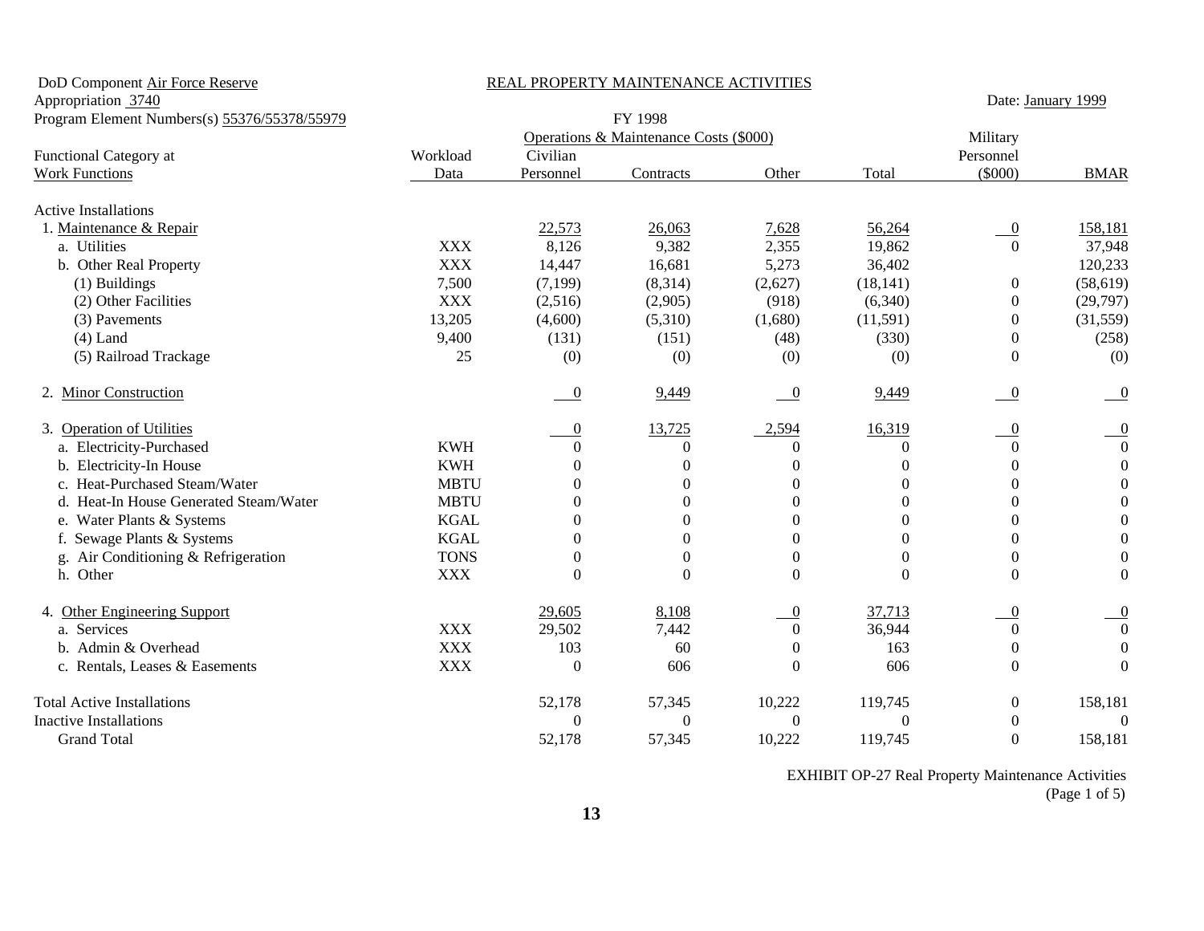DoD Component Air Force Reserve

Appropriation 3740

Program Element Numbers(s) 55376/55378/55979

## REAL PROPERTY MAINTENANCE ACTIVITIES

Date: January 1999

FY 1998

| Functional Category at Work Functions | Workload Data | Operations & Maintenance Costs ($000) Civilian Personnel | Contracts | Other | Total | Military Personnel ($000) | BMAR |
|---|---|---|---|---|---|---|---|
| Active Installations | | | | | | | |
| 1. Maintenance & Repair | | 22,573 | 26,063 | 7,628 | 56,264 | 0 | 158,181 |
| a. Utilities | XXX | 8,126 | 9,382 | 2,355 | 19,862 | 0 | 37,948 |
| b. Other Real Property | XXX | 14,447 | 16,681 | 5,273 | 36,402 | | 120,233 |
| (1) Buildings | 7,500 | (7,199) | (8,314) | (2,627) | (18,141) | 0 | (58,619) |
| (2) Other Facilities | XXX | (2,516) | (2,905) | (918) | (6,340) | 0 | (29,797) |
| (3) Pavements | 13,205 | (4,600) | (5,310) | (1,680) | (11,591) | 0 | (31,559) |
| (4) Land | 9,400 | (131) | (151) | (48) | (330) | 0 | (258) |
| (5) Railroad Trackage | 25 | (0) | (0) | (0) | (0) | 0 | (0) |
| 2. Minor Construction | | 0 | 9,449 | 0 | 9,449 | 0 | 0 |
| 3. Operation of Utilities | | 0 | 13,725 | 2,594 | 16,319 | 0 | 0 |
| a. Electricity-Purchased | KWH | 0 | 0 | 0 | 0 | 0 | 0 |
| b. Electricity-In House | KWH | 0 | 0 | 0 | 0 | 0 | 0 |
| c. Heat-Purchased Steam/Water | MBTU | 0 | 0 | 0 | 0 | 0 | 0 |
| d. Heat-In House Generated Steam/Water | MBTU | 0 | 0 | 0 | 0 | 0 | 0 |
| e. Water Plants & Systems | KGAL | 0 | 0 | 0 | 0 | 0 | 0 |
| f. Sewage Plants & Systems | KGAL | 0 | 0 | 0 | 0 | 0 | 0 |
| g. Air Conditioning & Refrigeration | TONS | 0 | 0 | 0 | 0 | 0 | 0 |
| h. Other | XXX | 0 | 0 | 0 | 0 | 0 | 0 |
| 4. Other Engineering Support | | 29,605 | 8,108 | 0 | 37,713 | 0 | 0 |
| a. Services | XXX | 29,502 | 7,442 | 0 | 36,944 | 0 | 0 |
| b. Admin & Overhead | XXX | 103 | 60 | 0 | 163 | 0 | 0 |
| c. Rentals, Leases & Easements | XXX | 0 | 606 | 0 | 606 | 0 | 0 |
| Total Active Installations | | 52,178 | 57,345 | 10,222 | 119,745 | 0 | 158,181 |
| Inactive Installations | | 0 | 0 | 0 | 0 | 0 | 0 |
| Grand Total | | 52,178 | 57,345 | 10,222 | 119,745 | 0 | 158,181 |

EXHIBIT OP-27 Real Property Maintenance Activities (Page 1 of 5)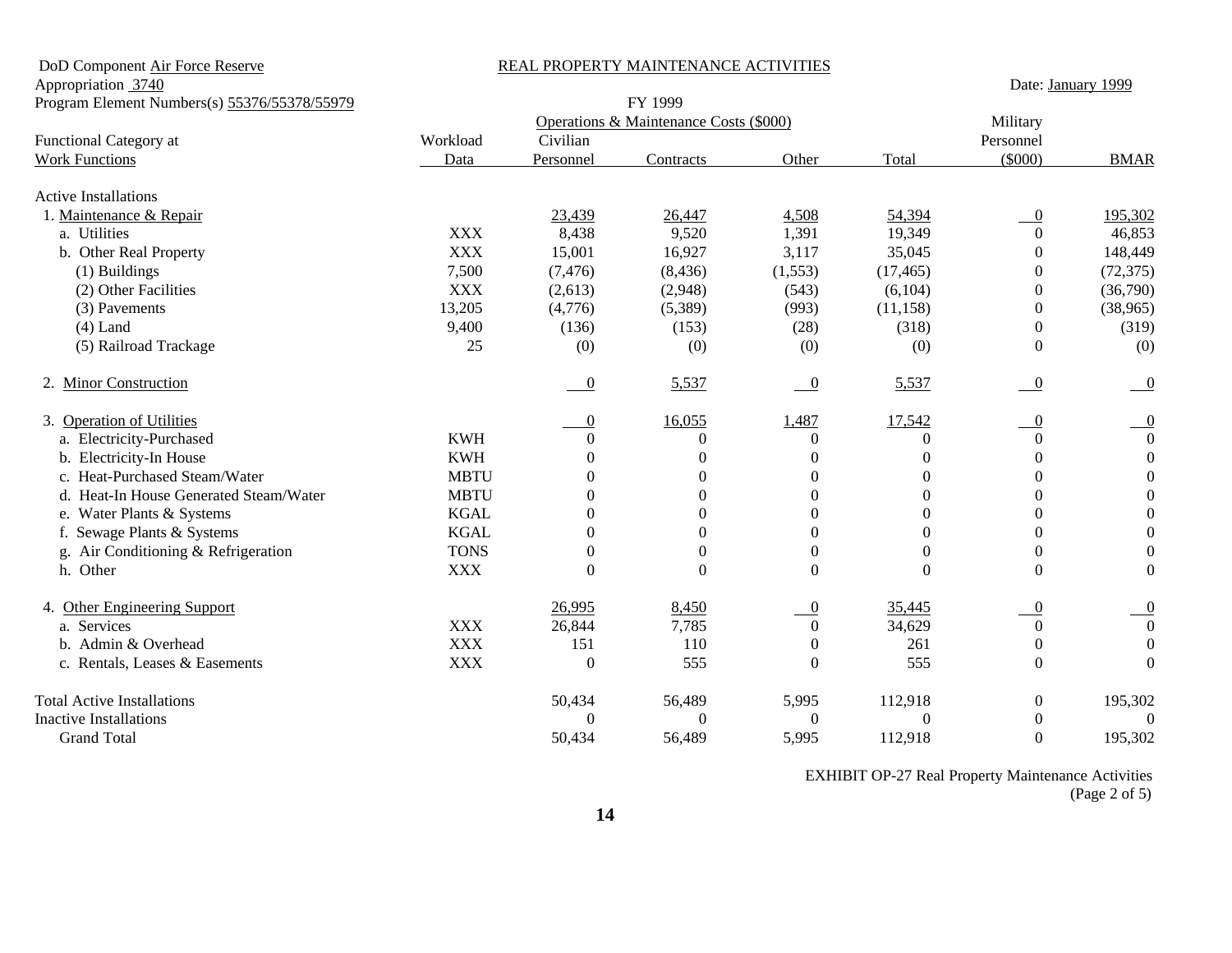DoD Component Air Force Reserve
Appropriation 3740
Program Element Numbers(s) 55376/55378/55979

REAL PROPERTY MAINTENANCE ACTIVITIES

Date: January 1999

FY 1999

| Functional Category at Work Functions | Workload Data | Operations & Maintenance Costs ($000) Civilian Personnel | Contracts | Other | Total | Military Personnel ($000) | BMAR |
|---|---|---|---|---|---|---|---|
| Active Installations | | | | | | | |
| 1. Maintenance & Repair | | 23,439 | 26,447 | 4,508 | 54,394 | 0 | 195,302 |
| a. Utilities | XXX | 8,438 | 9,520 | 1,391 | 19,349 | 0 | 46,853 |
| b. Other Real Property | XXX | 15,001 | 16,927 | 3,117 | 35,045 | 0 | 148,449 |
| (1) Buildings | 7,500 | (7,476) | (8,436) | (1,553) | (17,465) | 0 | (72,375) |
| (2) Other Facilities | XXX | (2,613) | (2,948) | (543) | (6,104) | 0 | (36,790) |
| (3) Pavements | 13,205 | (4,776) | (5,389) | (993) | (11,158) | 0 | (38,965) |
| (4) Land | 9,400 | (136) | (153) | (28) | (318) | 0 | (319) |
| (5) Railroad Trackage | 25 | (0) | (0) | (0) | (0) | 0 | (0) |
| 2. Minor Construction | | 0 | 5,537 | 0 | 5,537 | 0 | 0 |
| 3. Operation of Utilities | | 0 | 16,055 | 1,487 | 17,542 | 0 | 0 |
| a. Electricity-Purchased | KWH | 0 | 0 | 0 | 0 | 0 | 0 |
| b. Electricity-In House | KWH | 0 | 0 | 0 | 0 | 0 | 0 |
| c. Heat-Purchased Steam/Water | MBTU | 0 | 0 | 0 | 0 | 0 | 0 |
| d. Heat-In House Generated Steam/Water | MBTU | 0 | 0 | 0 | 0 | 0 | 0 |
| e. Water Plants & Systems | KGAL | 0 | 0 | 0 | 0 | 0 | 0 |
| f. Sewage Plants & Systems | KGAL | 0 | 0 | 0 | 0 | 0 | 0 |
| g. Air Conditioning & Refrigeration | TONS | 0 | 0 | 0 | 0 | 0 | 0 |
| h. Other | XXX | 0 | 0 | 0 | 0 | 0 | 0 |
| 4. Other Engineering Support | | 26,995 | 8,450 | 0 | 35,445 | 0 | 0 |
| a. Services | XXX | 26,844 | 7,785 | 0 | 34,629 | 0 | 0 |
| b. Admin & Overhead | XXX | 151 | 110 | 0 | 261 | 0 | 0 |
| c. Rentals, Leases & Easements | XXX | 0 | 555 | 0 | 555 | 0 | 0 |
| Total Active Installations | | 50,434 | 56,489 | 5,995 | 112,918 | 0 | 195,302 |
| Inactive Installations | | 0 | 0 | 0 | 0 | 0 | 0 |
| Grand Total | | 50,434 | 56,489 | 5,995 | 112,918 | 0 | 195,302 |

EXHIBIT OP-27 Real Property Maintenance Activities
(Page 2 of 5)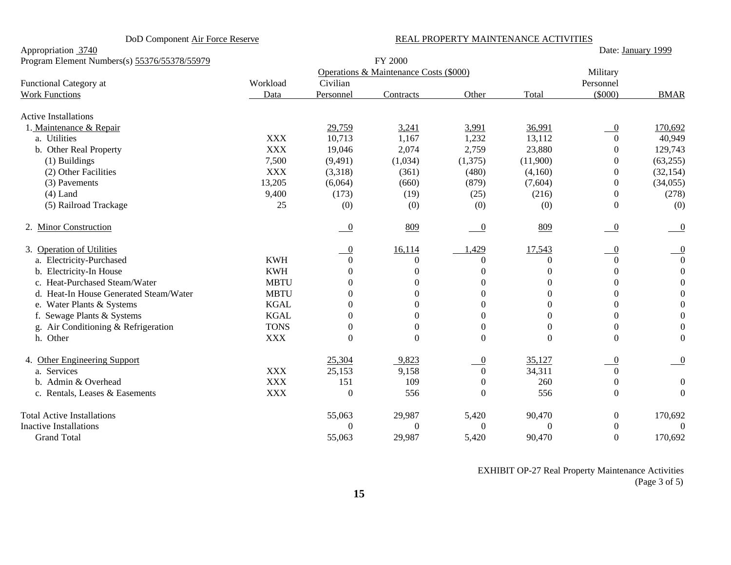DoD Component Air Force Reserve

REAL PROPERTY MAINTENANCE ACTIVITIES

Appropriation 3740

Date: January 1999

Program Element Numbers(s) 55376/55378/55979

FY 2000

| Functional Category at Work Functions | Workload Data | Operations & Maintenance Costs ($000) Civilian Personnel | Contracts | Other | Total | Military Personnel ($000) | BMAR |
|---|---|---|---|---|---|---|---|
| Active Installations | | | | | | | |
| 1. Maintenance & Repair | | 29,759 | 3,241 | 3,991 | 36,991 | 0 | 170,692 |
| a. Utilities | XXX | 10,713 | 1,167 | 1,232 | 13,112 | 0 | 40,949 |
| b. Other Real Property | XXX | 19,046 | 2,074 | 2,759 | 23,880 | 0 | 129,743 |
| (1) Buildings | 7,500 | (9,491) | (1,034) | (1,375) | (11,900) | 0 | (63,255) |
| (2) Other Facilities | XXX | (3,318) | (361) | (480) | (4,160) | 0 | (32,154) |
| (3) Pavements | 13,205 | (6,064) | (660) | (879) | (7,604) | 0 | (34,055) |
| (4) Land | 9,400 | (173) | (19) | (25) | (216) | 0 | (278) |
| (5) Railroad Trackage | 25 | (0) | (0) | (0) | (0) | 0 | (0) |
| 2. Minor Construction | | 0 | 809 | 0 | 809 | 0 | 0 |
| 3. Operation of Utilities | | 0 | 16,114 | 1,429 | 17,543 | 0 | 0 |
| a. Electricity-Purchased | KWH | 0 | 0 | 0 | 0 | 0 | 0 |
| b. Electricity-In House | KWH | 0 | 0 | 0 | 0 | 0 | 0 |
| c. Heat-Purchased Steam/Water | MBTU | 0 | 0 | 0 | 0 | 0 | 0 |
| d. Heat-In House Generated Steam/Water | MBTU | 0 | 0 | 0 | 0 | 0 | 0 |
| e. Water Plants & Systems | KGAL | 0 | 0 | 0 | 0 | 0 | 0 |
| f. Sewage Plants & Systems | KGAL | 0 | 0 | 0 | 0 | 0 | 0 |
| g. Air Conditioning & Refrigeration | TONS | 0 | 0 | 0 | 0 | 0 | 0 |
| h. Other | XXX | 0 | 0 | 0 | 0 | 0 | 0 |
| 4. Other Engineering Support | | 25,304 | 9,823 | 0 | 35,127 | 0 | 0 |
| a. Services | XXX | 25,153 | 9,158 | 0 | 34,311 | 0 | |
| b. Admin & Overhead | XXX | 151 | 109 | 0 | 260 | 0 | 0 |
| c. Rentals, Leases & Easements | XXX | 0 | 556 | 0 | 556 | 0 | 0 |
| Total Active Installations | | 55,063 | 29,987 | 5,420 | 90,470 | 0 | 170,692 |
| Inactive Installations | | 0 | 0 | 0 | 0 | 0 | 0 |
| Grand Total | | 55,063 | 29,987 | 5,420 | 90,470 | 0 | 170,692 |

EXHIBIT OP-27 Real Property Maintenance Activities
(Page 3 of 5)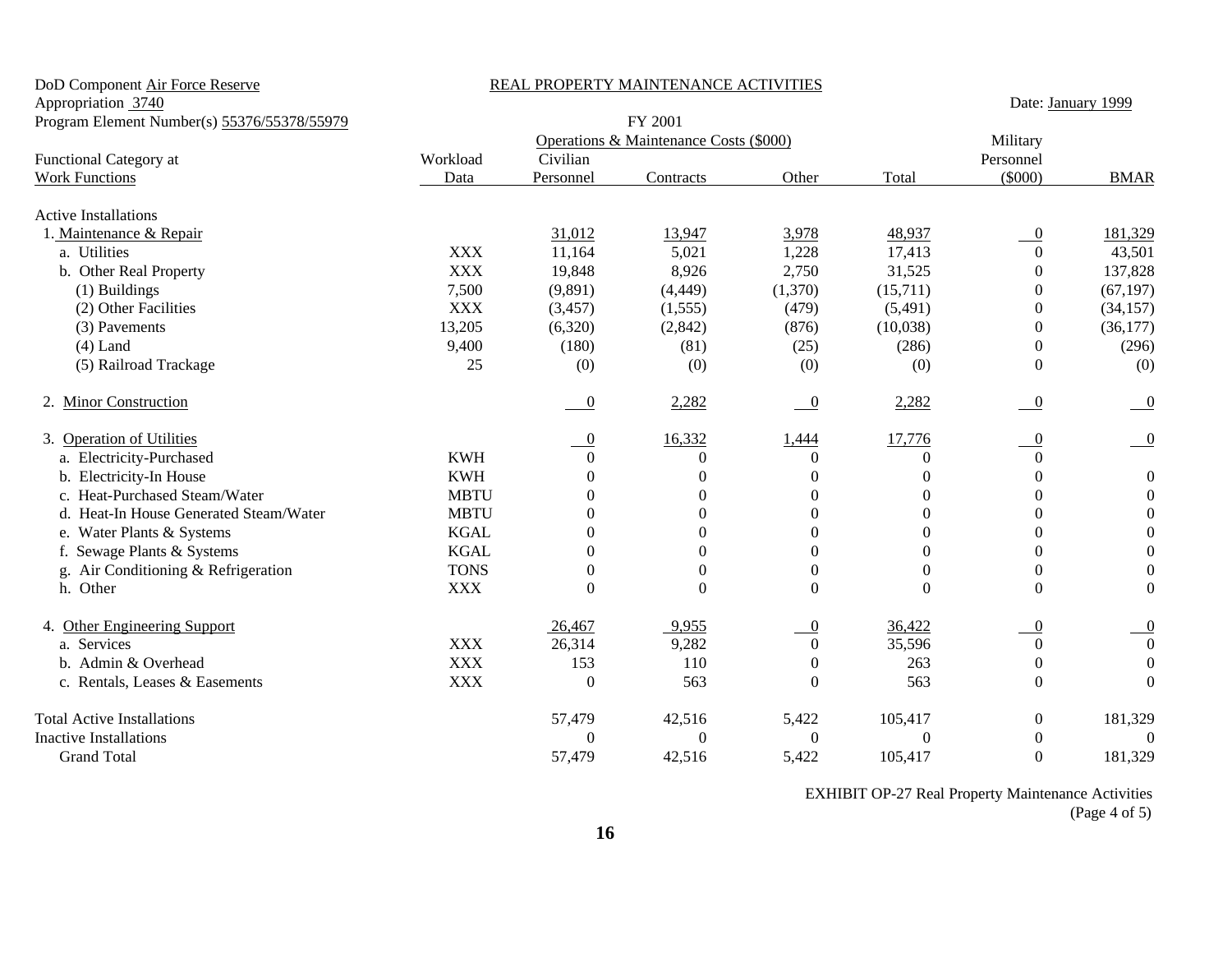DoD Component Air Force Reserve

Appropriation 3740

Program Element Number(s) 55376/55378/55979

## REAL PROPERTY MAINTENANCE ACTIVITIES

Date: January 1999

FY 2001

| Functional Category at Work Functions | Workload Data | Operations & Maintenance Costs ($000) Civilian Personnel | Contracts | Other | Total | Military Personnel ($000) | BMAR |
|---|---|---|---|---|---|---|---|
| Active Installations | | | | | | | |
| 1. Maintenance & Repair | | 31,012 | 13,947 | 3,978 | 48,937 | 0 | 181,329 |
| a. Utilities | XXX | 11,164 | 5,021 | 1,228 | 17,413 | 0 | 43,501 |
| b. Other Real Property | XXX | 19,848 | 8,926 | 2,750 | 31,525 | 0 | 137,828 |
| (1) Buildings | 7,500 | (9,891) | (4,449) | (1,370) | (15,711) | 0 | (67,197) |
| (2) Other Facilities | XXX | (3,457) | (1,555) | (479) | (5,491) | 0 | (34,157) |
| (3) Pavements | 13,205 | (6,320) | (2,842) | (876) | (10,038) | 0 | (36,177) |
| (4) Land | 9,400 | (180) | (81) | (25) | (286) | 0 | (296) |
| (5) Railroad Trackage | 25 | (0) | (0) | (0) | (0) | 0 | (0) |
| 2. Minor Construction | | 0 | 2,282 | 0 | 2,282 | 0 | 0 |
| 3. Operation of Utilities | | 0 | 16,332 | 1,444 | 17,776 | 0 | 0 |
| a. Electricity-Purchased | KWH | 0 | 0 | 0 | 0 | 0 | |
| b. Electricity-In House | KWH | 0 | 0 | 0 | 0 | 0 | 0 |
| c. Heat-Purchased Steam/Water | MBTU | 0 | 0 | 0 | 0 | 0 | 0 |
| d. Heat-In House Generated Steam/Water | MBTU | 0 | 0 | 0 | 0 | 0 | 0 |
| e. Water Plants & Systems | KGAL | 0 | 0 | 0 | 0 | 0 | 0 |
| f. Sewage Plants & Systems | KGAL | 0 | 0 | 0 | 0 | 0 | 0 |
| g. Air Conditioning & Refrigeration | TONS | 0 | 0 | 0 | 0 | 0 | 0 |
| h. Other | XXX | 0 | 0 | 0 | 0 | 0 | 0 |
| 4. Other Engineering Support | | 26,467 | 9,955 | 0 | 36,422 | 0 | 0 |
| a. Services | XXX | 26,314 | 9,282 | 0 | 35,596 | 0 | 0 |
| b. Admin & Overhead | XXX | 153 | 110 | 0 | 263 | 0 | 0 |
| c. Rentals, Leases & Easements | XXX | 0 | 563 | 0 | 563 | 0 | 0 |
| Total Active Installations | | 57,479 | 42,516 | 5,422 | 105,417 | 0 | 181,329 |
| Inactive Installations | | 0 | 0 | 0 | 0 | 0 | 0 |
| Grand Total | | 57,479 | 42,516 | 5,422 | 105,417 | 0 | 181,329 |

EXHIBIT OP-27 Real Property Maintenance Activities (Page 4 of 5)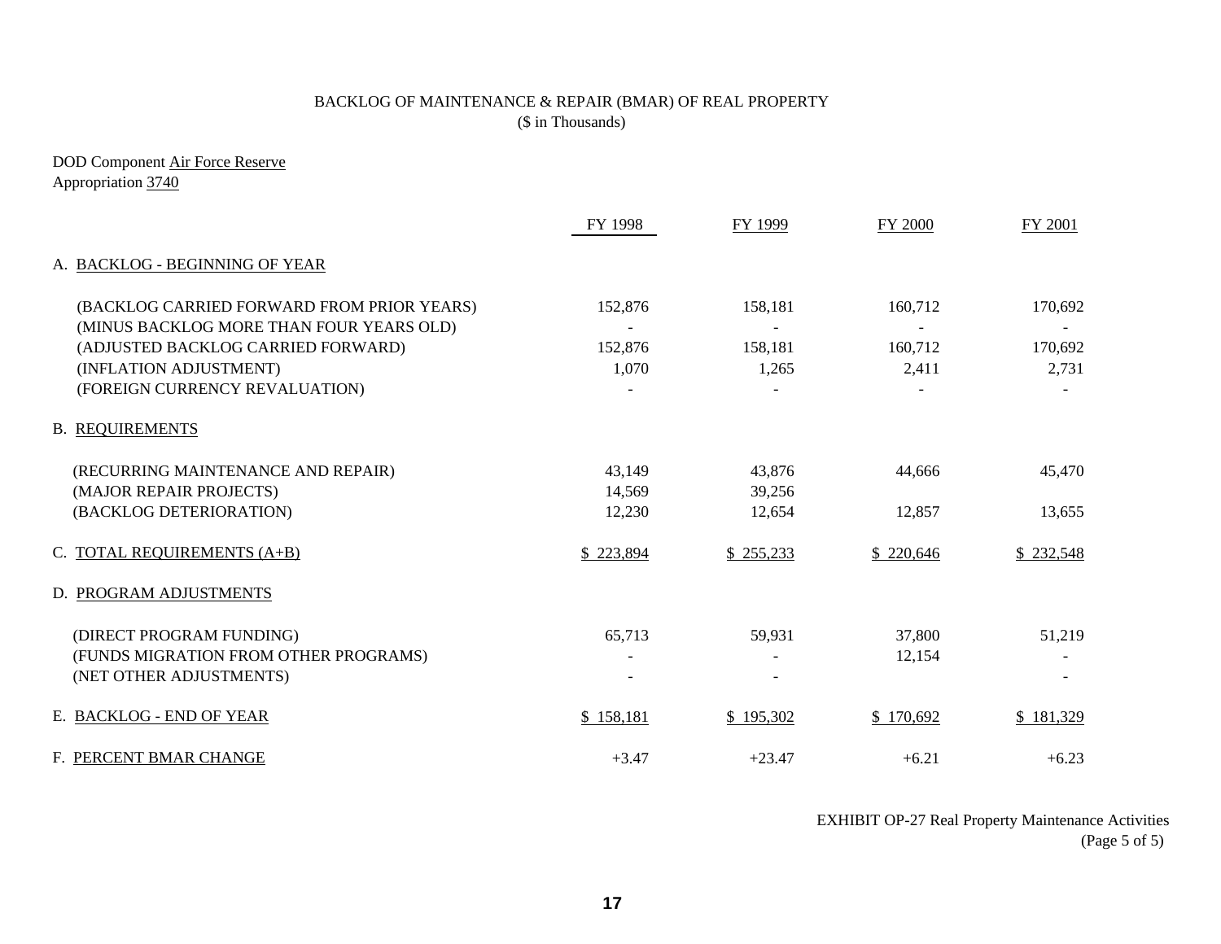BACKLOG OF MAINTENANCE & REPAIR (BMAR) OF REAL PROPERTY
($ in Thousands)

DOD Component Air Force Reserve
Appropriation 3740

| | FY 1998 | FY 1999 | FY 2000 | FY 2001 |
|---|---|---|---|---|
| A. BACKLOG - BEGINNING OF YEAR | | | | |
| (BACKLOG CARRIED FORWARD FROM PRIOR YEARS) | 152,876 | 158,181 | 160,712 | 170,692 |
| (MINUS BACKLOG MORE THAN FOUR YEARS OLD) | - | - | - | - |
| (ADJUSTED BACKLOG CARRIED FORWARD) | 152,876 | 158,181 | 160,712 | 170,692 |
| (INFLATION ADJUSTMENT) | 1,070 | 1,265 | 2,411 | 2,731 |
| (FOREIGN CURRENCY REVALUATION) | - | - | - | - |
| B. REQUIREMENTS | | | | |
| (RECURRING MAINTENANCE AND REPAIR) | 43,149 | 43,876 | 44,666 | 45,470 |
| (MAJOR REPAIR PROJECTS) | 14,569 | 39,256 | | |
| (BACKLOG DETERIORATION) | 12,230 | 12,654 | 12,857 | 13,655 |
| C. TOTAL REQUIREMENTS (A+B) | $ 223,894 | $ 255,233 | $ 220,646 | $ 232,548 |
| D. PROGRAM ADJUSTMENTS | | | | |
| (DIRECT PROGRAM FUNDING) | 65,713 | 59,931 | 37,800 | 51,219 |
| (FUNDS MIGRATION FROM OTHER PROGRAMS) | - | - | 12,154 | - |
| (NET OTHER ADJUSTMENTS) | - | - | | - |
| E. BACKLOG - END OF YEAR | $ 158,181 | $ 195,302 | $ 170,692 | $ 181,329 |
| F. PERCENT BMAR CHANGE | +3.47 | +23.47 | +6.21 | +6.23 |

EXHIBIT OP-27 Real Property Maintenance Activities
(Page 5 of 5)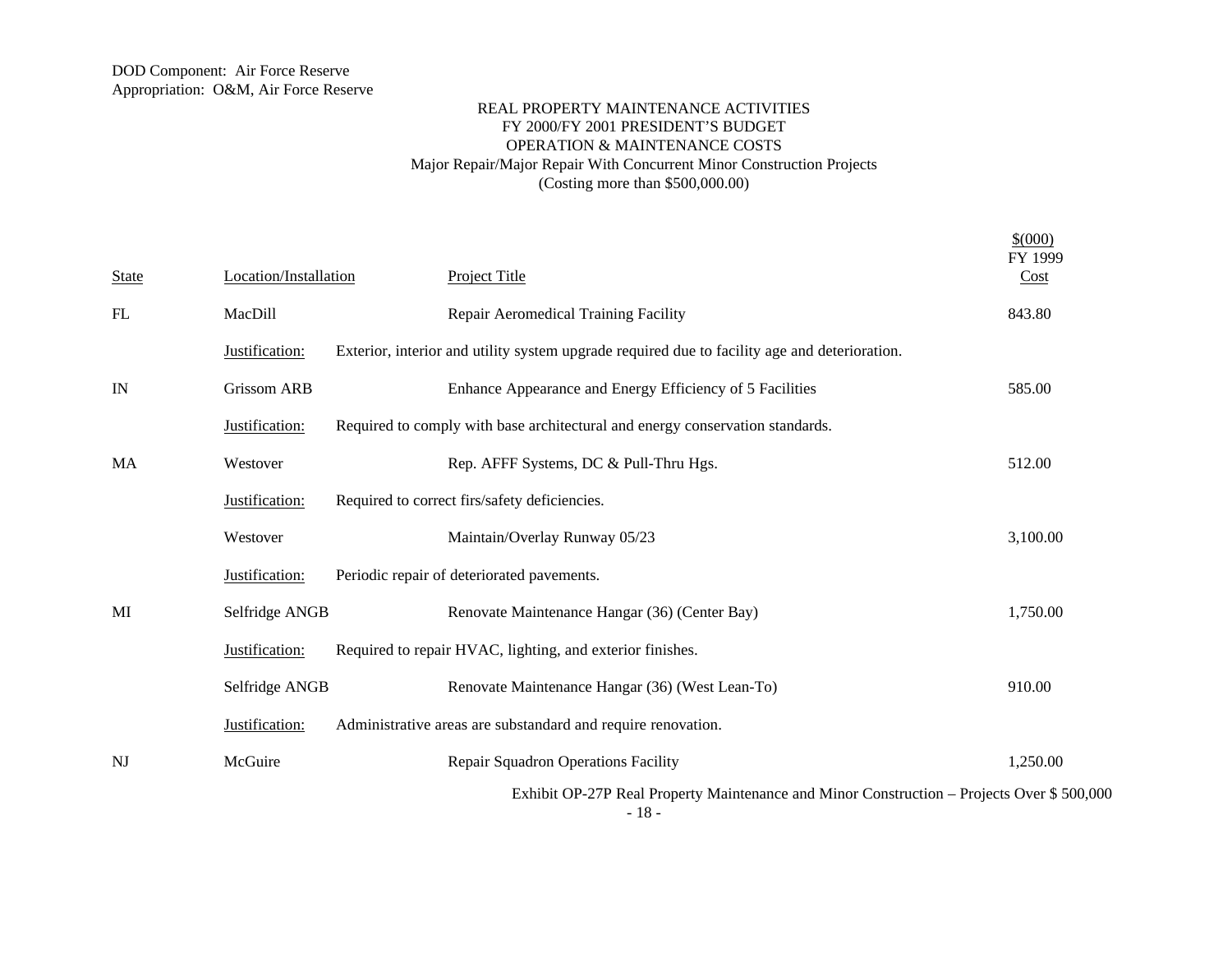DOD Component: Air Force Reserve
Appropriation: O&M, Air Force Reserve

REAL PROPERTY MAINTENANCE ACTIVITIES
FY 2000/FY 2001 PRESIDENT'S BUDGET
OPERATION & MAINTENANCE COSTS
Major Repair/Major Repair With Concurrent Minor Construction Projects
(Costing more than $500,000.00)

| State | Location/Installation | Project Title | $(000) FY 1999 Cost |
|---|---|---|---|
| FL | MacDill | Repair Aeromedical Training Facility | 843.80 |
| | Justification: | Exterior, interior and utility system upgrade required due to facility age and deterioration. | |
| IN | Grissom ARB | Enhance Appearance and Energy Efficiency of 5 Facilities | 585.00 |
| | Justification: | Required to comply with base architectural and energy conservation standards. | |
| MA | Westover | Rep. AFFF Systems, DC & Pull-Thru Hgs. | 512.00 |
| | Justification: | Required to correct firs/safety deficiencies. | |
| | Westover | Maintain/Overlay Runway 05/23 | 3,100.00 |
| | Justification: | Periodic repair of deteriorated pavements. | |
| MI | Selfridge ANGB | Renovate Maintenance Hangar (36) (Center Bay) | 1,750.00 |
| | Justification: | Required to repair HVAC, lighting, and exterior finishes. | |
| | Selfridge ANGB | Renovate Maintenance Hangar (36) (West Lean-To) | 910.00 |
| | Justification: | Administrative areas are substandard and require renovation. | |
| NJ | McGuire | Repair Squadron Operations Facility | 1,250.00 |

Exhibit OP-27P Real Property Maintenance and Minor Construction – Projects Over $ 500,000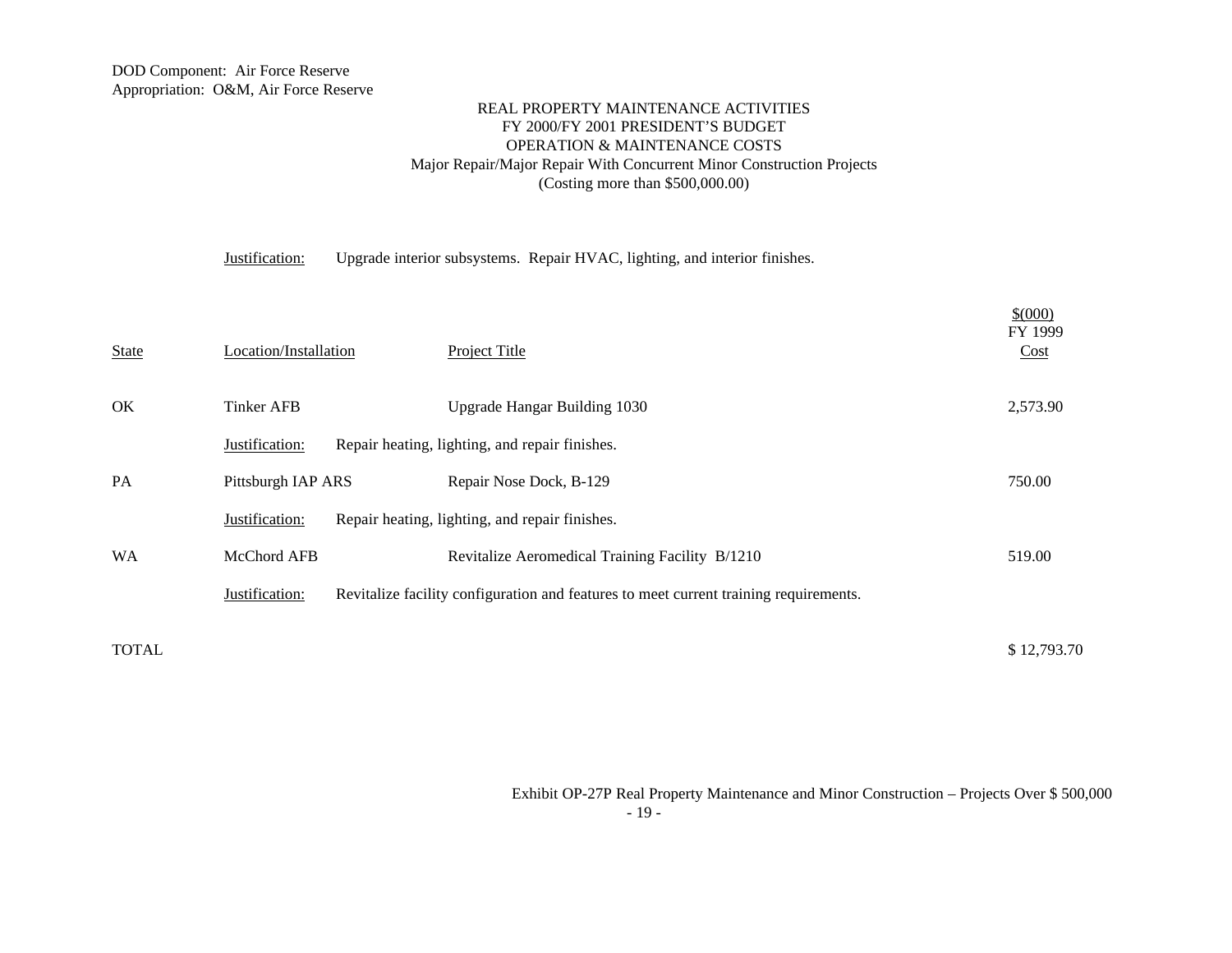DOD Component: Air Force Reserve
Appropriation: O&M, Air Force Reserve

REAL PROPERTY MAINTENANCE ACTIVITIES
FY 2000/FY 2001 PRESIDENT'S BUDGET
OPERATION & MAINTENANCE COSTS
Major Repair/Major Repair With Concurrent Minor Construction Projects
(Costing more than $500,000.00)

Justification: Upgrade interior subsystems. Repair HVAC, lighting, and interior finishes.

| State | Location/Installation | Project Title | $(000) FY 1999 Cost |
|---|---|---|---|
| OK | Tinker AFB | Upgrade Hangar Building 1030 | 2,573.90 |
| | Justification: Repair heating, lighting, and repair finishes. | | |
| PA | Pittsburgh IAP ARS | Repair Nose Dock, B-129 | 750.00 |
| | Justification: Repair heating, lighting, and repair finishes. | | |
| WA | McChord AFB | Revitalize Aeromedical Training Facility B/1210 | 519.00 |
| | Justification: Revitalize facility configuration and features to meet current training requirements. | | |
| TOTAL | | | $ 12,793.70 |

Exhibit OP-27P Real Property Maintenance and Minor Construction – Projects Over $ 500,000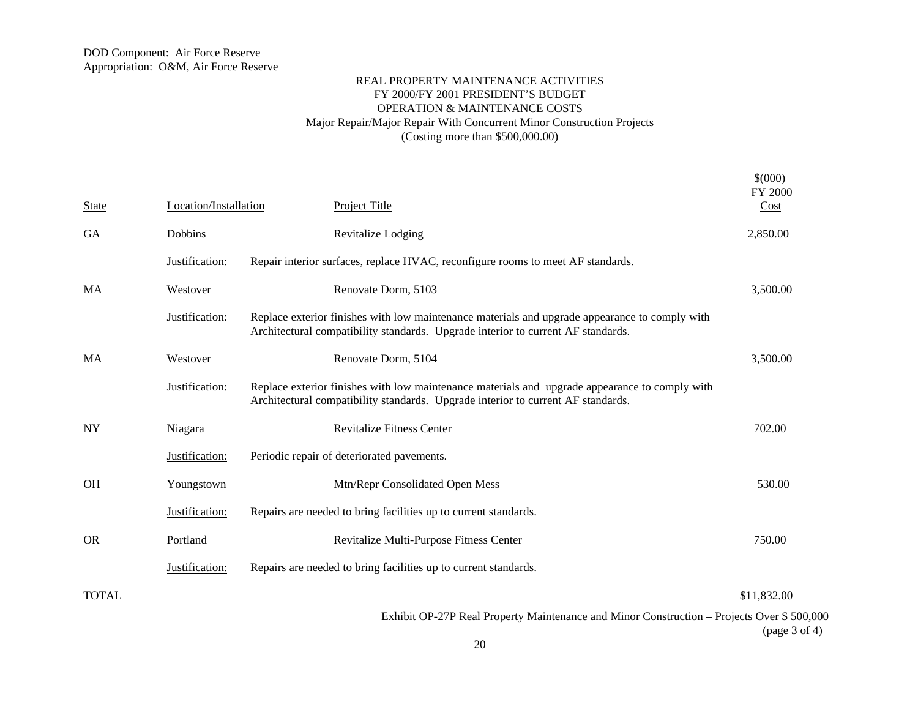DOD Component: Air Force Reserve
Appropriation: O&M, Air Force Reserve

# REAL PROPERTY MAINTENANCE ACTIVITIES
## FY 2000/FY 2001 PRESIDENT'S BUDGET
## OPERATION & MAINTENANCE COSTS
### Major Repair/Major Repair With Concurrent Minor Construction Projects
### (Costing more than $500,000.00)

| State | Location/Installation | Project Title | $(000) FY 2000 Cost |
|---|---|---|---|
| GA | Dobbins | Revitalize Lodging | 2,850.00 |
| | Justification: | Repair interior surfaces, replace HVAC, reconfigure rooms to meet AF standards. | |
| MA | Westover | Renovate Dorm, 5103 | 3,500.00 |
| | Justification: | Replace exterior finishes with low maintenance materials and upgrade appearance to comply with Architectural compatibility standards. Upgrade interior to current AF standards. | |
| MA | Westover | Renovate Dorm, 5104 | 3,500.00 |
| | Justification: | Replace exterior finishes with low maintenance materials and upgrade appearance to comply with Architectural compatibility standards. Upgrade interior to current AF standards. | |
| NY | Niagara | Revitalize Fitness Center | 702.00 |
| | Justification: | Periodic repair of deteriorated pavements. | |
| OH | Youngstown | Mtn/Repr Consolidated Open Mess | 530.00 |
| | Justification: | Repairs are needed to bring facilities up to current standards. | |
| OR | Portland | Revitalize Multi-Purpose Fitness Center | 750.00 |
| | Justification: | Repairs are needed to bring facilities up to current standards. | |
| TOTAL | | | $11,832.00 |

Exhibit OP-27P Real Property Maintenance and Minor Construction – Projects Over $ 500,000
(page 3 of 4)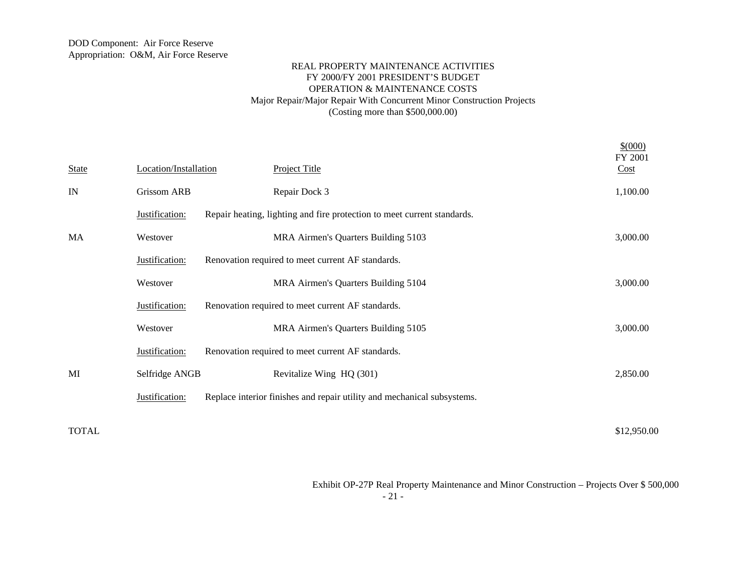DOD Component: Air Force Reserve
Appropriation: O&M, Air Force Reserve

## REAL PROPERTY MAINTENANCE ACTIVITIES
## FY 2000/FY 2001 PRESIDENT'S BUDGET
## OPERATION & MAINTENANCE COSTS
### Major Repair/Major Repair With Concurrent Minor Construction Projects
### (Costing more than $500,000.00)

| State | Location/Installation | Project Title | $(000) FY 2001 Cost |
|---|---|---|---|
| IN | Grissom ARB | Repair Dock 3 | 1,100.00 |
| | Justification: | Repair heating, lighting and fire protection to meet current standards. | |
| MA | Westover | MRA Airmen's Quarters Building 5103 | 3,000.00 |
| | Justification: | Renovation required to meet current AF standards. | |
| | Westover | MRA Airmen's Quarters Building 5104 | 3,000.00 |
| | Justification: | Renovation required to meet current AF standards. | |
| | Westover | MRA Airmen's Quarters Building 5105 | 3,000.00 |
| | Justification: | Renovation required to meet current AF standards. | |
| MI | Selfridge ANGB | Revitalize Wing HQ (301) | 2,850.00 |
| | Justification: | Replace interior finishes and repair utility and mechanical subsystems. | |
| TOTAL | | | $12,950.00 |

Exhibit OP-27P Real Property Maintenance and Minor Construction – Projects Over $ 500,000